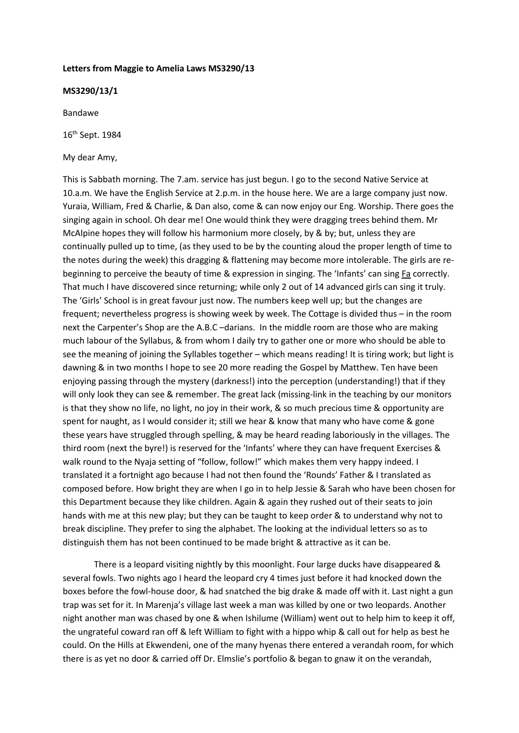**Letters from Maggie to Amelia Laws MS3290/13**

**MS3290/13/1**

Bandawe

16th Sept. 1984

My dear Amy,

This is Sabbath morning. The 7.am. service has just begun. I go to the second Native Service at 10.a.m. We have the English Service at 2.p.m. in the house here. We are a large company just now. Yuraia, William, Fred & Charlie, & Dan also, come & can now enjoy our Eng. Worship. There goes the singing again in school. Oh dear me! One would think they were dragging trees behind them. Mr McAlpine hopes they will follow his harmonium more closely, by & by; but, unless they are continually pulled up to time, (as they used to be by the counting aloud the proper length of time to the notes during the week) this dragging & flattening may become more intolerable. The girls are re-beginning to perceive the beauty of time & expression in singing. The 'Infants' can sing Fa correctly. That much I have discovered since returning; while only 2 out of 14 advanced girls can sing it truly. The 'Girls' School is in great favour just now. The numbers keep well up; but the changes are frequent; nevertheless progress is showing week by week. The Cottage is divided thus – in the room next the Carpenter's Shop are the A.B.C –darians. In the middle room are those who are making much labour of the Syllabus, & from whom I daily try to gather one or more who should be able to see the meaning of joining the Syllables together – which means reading! It is tiring work; but light is dawning & in two months I hope to see 20 more reading the Gospel by Matthew. Ten have been enjoying passing through the mystery (darkness!) into the perception (understanding!) that if they will only look they can see & remember. The great lack (missing-link in the teaching by our monitors is that they show no life, no light, no joy in their work, & so much precious time & opportunity are spent for naught, as I would consider it; still we hear & know that many who have come & gone these years have struggled through spelling, & may be heard reading laboriously in the villages. The third room (next the byre!) is reserved for the 'Infants' where they can have frequent Exercises & walk round to the Nyaja setting of "follow, follow!" which makes them very happy indeed. I translated it a fortnight ago because I had not then found the 'Rounds' Father & I translated as composed before. How bright they are when I go in to help Jessie & Sarah who have been chosen for this Department because they like children. Again & again they rushed out of their seats to join hands with me at this new play; but they can be taught to keep order & to understand why not to break discipline. They prefer to sing the alphabet. The looking at the individual letters so as to distinguish them has not been continued to be made bright & attractive as it can be.

There is a leopard visiting nightly by this moonlight. Four large ducks have disappeared & several fowls. Two nights ago I heard the leopard cry 4 times just before it had knocked down the boxes before the fowl-house door, & had snatched the big drake & made off with it. Last night a gun trap was set for it. In Marenja's village last week a man was killed by one or two leopards. Another night another man was chased by one & when Ishilume (William) went out to help him to keep it off, the ungrateful coward ran off & left William to fight with a hippo whip & call out for help as best he could. On the Hills at Ekwendeni, one of the many hyenas there entered a verandah room, for which there is as yet no door & carried off Dr. Elmslie's portfolio & began to gnaw it on the verandah,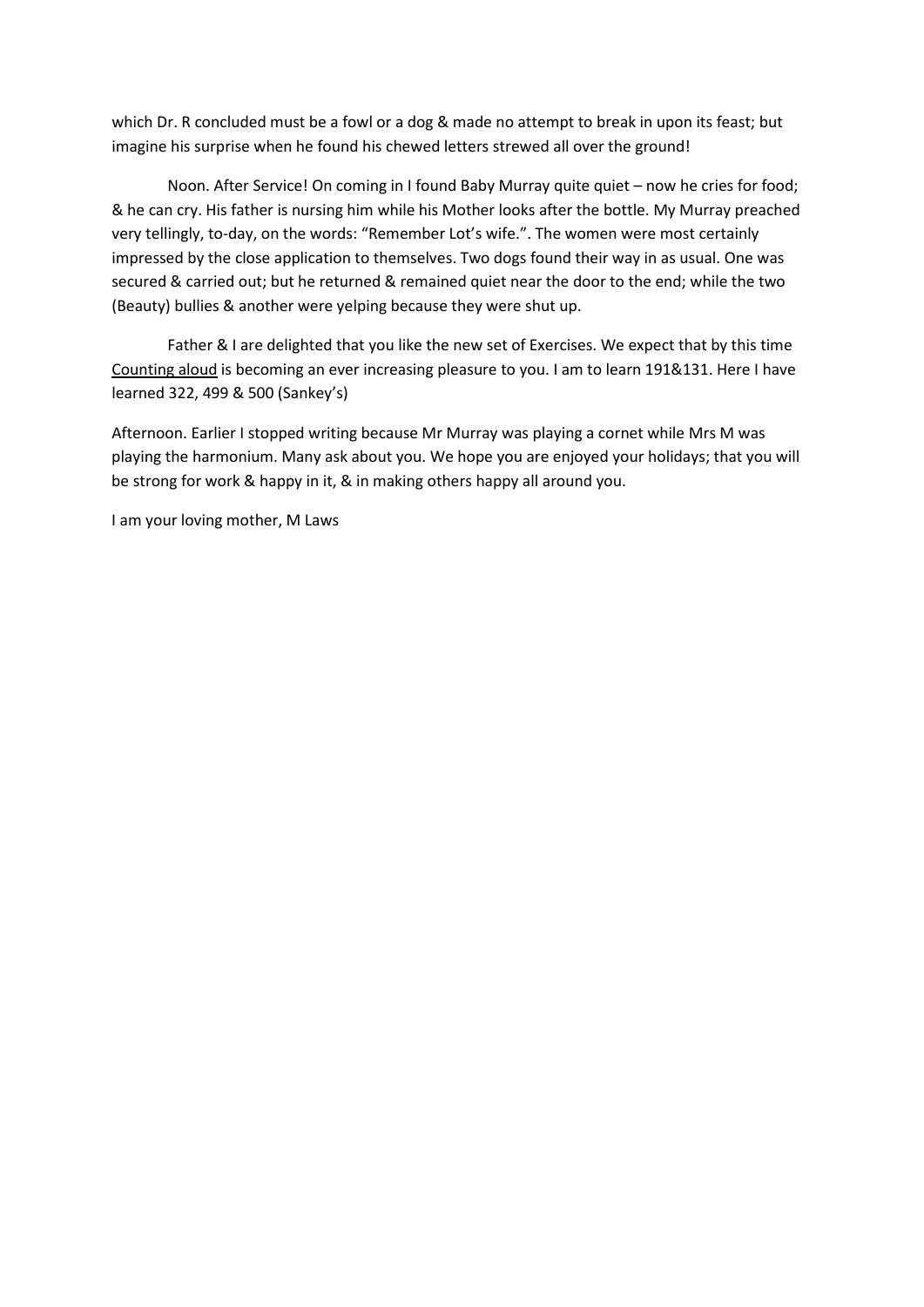which Dr. R concluded must be a fowl or a dog & made no attempt to break in upon its feast; but imagine his surprise when he found his chewed letters strewed all over the ground!

Noon. After Service! On coming in I found Baby Murray quite quiet – now he cries for food; & he can cry. His father is nursing him while his Mother looks after the bottle. My Murray preached very tellingly, to-day, on the words: "Remember Lot's wife.". The women were most certainly impressed by the close application to themselves. Two dogs found their way in as usual. One was secured & carried out; but he returned & remained quiet near the door to the end; while the two (Beauty) bullies & another were yelping because they were shut up.

Father & I are delighted that you like the new set of Exercises. We expect that by this time <u>Counting aloud</u> is becoming an ever increasing pleasure to you. I am to learn 191&131. Here I have learned 322, 499 & 500 (Sankey's)

Afternoon. Earlier I stopped writing because Mr Murray was playing a cornet while Mrs M was playing the harmonium. Many ask about you. We hope you are enjoyed your holidays; that you will be strong for work & happy in it, & in making others happy all around you.

I am your loving mother, M Laws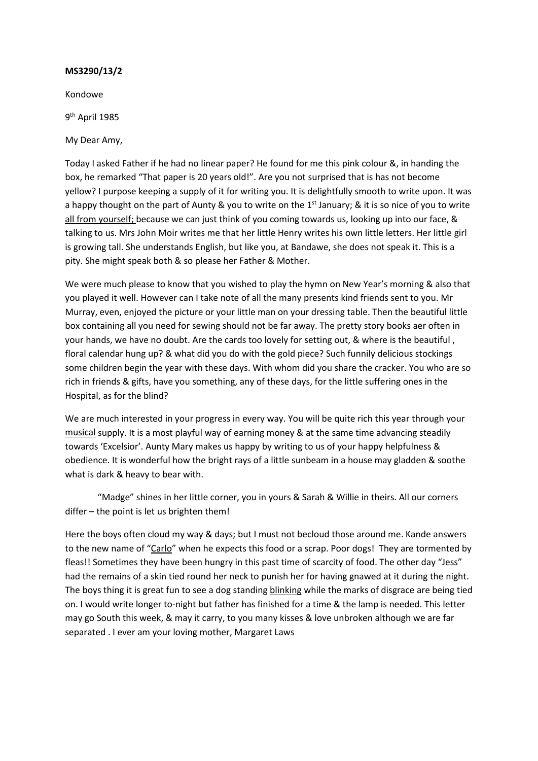**MS3290/13/2**

Kondowe

9th April 1985

My Dear Amy,

Today I asked Father if he had no linear paper? He found for me this pink colour &, in handing the box, he remarked "That paper is 20 years old!". Are you not surprised that is has not become yellow? I purpose keeping a supply of it for writing you. It is delightfully smooth to write upon. It was a happy thought on the part of Aunty & you to write on the 1st January; & it is so nice of you to write <u>all from yourself;</u> because we can just think of you coming towards us, looking up into our face, & talking to us. Mrs John Moir writes me that her little Henry writes his own little letters. Her little girl is growing tall. She understands English, but like you, at Bandawe, she does not speak it. This is a pity. She might speak both & so please her Father & Mother.

We were much please to know that you wished to play the hymn on New Year's morning & also that you played it well. However can I take note of all the many presents kind friends sent to you. Mr Murray, even, enjoyed the picture or your little man on your dressing table. Then the beautiful little box containing all you need for sewing should not be far away. The pretty story books aer often in your hands, we have no doubt. Are the cards too lovely for setting out, & where is the beautiful , floral calendar hung up? & what did you do with the gold piece? Such funnily delicious stockings some children begin the year with these days. With whom did you share the cracker. You who are so rich in friends & gifts, have you something, any of these days, for the little suffering ones in the Hospital, as for the blind?

We are much interested in your progress in every way. You will be quite rich this year through your <u>musical</u> supply. It is a most playful way of earning money & at the same time advancing steadily towards 'Excelsior'. Aunty Mary makes us happy by writing to us of your happy helpfulness & obedience. It is wonderful how the bright rays of a little sunbeam in a house may gladden & soothe what is dark & heavy to bear with.

"Madge" shines in her little corner, you in yours & Sarah & Willie in theirs. All our corners differ – the point is let us brighten them!

Here the boys often cloud my way & days; but I must not becloud those around me. Kande answers to the new name of "<u>Carlo</u>" when he expects this food or a scrap. Poor dogs! They are tormented by fleas!! Sometimes they have been hungry in this past time of scarcity of food. The other day "Jess" had the remains of a skin tied round her neck to punish her for having gnawed at it during the night. The boys thing it is great fun to see a dog standing <u>blinking</u> while the marks of disgrace are being tied on. I would write longer to-night but father has finished for a time & the lamp is needed. This letter may go South this week, & may it carry, to you many kisses & love unbroken although we are far separated . I ever am your loving mother, Margaret Laws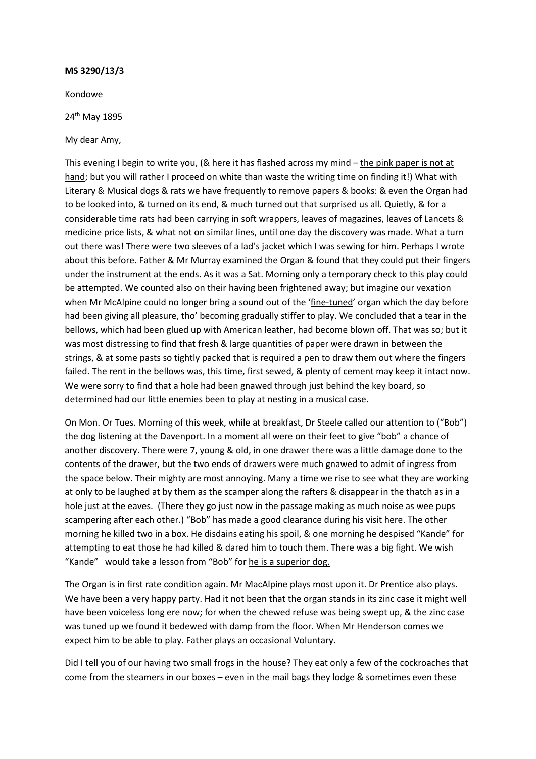**MS 3290/13/3**

Kondowe

24th May 1895

My dear Amy,

This evening I begin to write you, (& here it has flashed across my mind – <u>the pink paper is not at hand</u>; but you will rather I proceed on white than waste the writing time on finding it!) What with Literary & Musical dogs & rats we have frequently to remove papers & books: & even the Organ had to be looked into, & turned on its end, & much turned out that surprised us all. Quietly, & for a considerable time rats had been carrying in soft wrappers, leaves of magazines, leaves of Lancets & medicine price lists, & what not on similar lines, until one day the discovery was made. What a turn out there was! There were two sleeves of a lad's jacket which I was sewing for him. Perhaps I wrote about this before. Father & Mr Murray examined the Organ & found that they could put their fingers under the instrument at the ends. As it was a Sat. Morning only a temporary check to this play could be attempted. We counted also on their having been frightened away; but imagine our vexation when Mr McAlpine could no longer bring a sound out of the '<u>fine-tuned</u>' organ which the day before had been giving all pleasure, tho' becoming gradually stiffer to play. We concluded that a tear in the bellows, which had been glued up with American leather, had become blown off. That was so; but it was most distressing to find that fresh & large quantities of paper were drawn in between the strings, & at some pasts so tightly packed that is required a pen to draw them out where the fingers failed. The rent in the bellows was, this time, first sewed, & plenty of cement may keep it intact now. We were sorry to find that a hole had been gnawed through just behind the key board, so determined had our little enemies been to play at nesting in a musical case.

On Mon. Or Tues. Morning of this week, while at breakfast, Dr Steele called our attention to ("Bob") the dog listening at the Davenport. In a moment all were on their feet to give "bob" a chance of another discovery. There were 7, young & old, in one drawer there was a little damage done to the contents of the drawer, but the two ends of drawers were much gnawed to admit of ingress from the space below. Their mighty are most annoying. Many a time we rise to see what they are working at only to be laughed at by them as the scamper along the rafters & disappear in the thatch as in a hole just at the eaves. (There they go just now in the passage making as much noise as wee pups scampering after each other.) "Bob" has made a good clearance during his visit here. The other morning he killed two in a box. He disdains eating his spoil, & one morning he despised "Kande" for attempting to eat those he had killed & dared him to touch them. There was a big fight. We wish "Kande" would take a lesson from "Bob" for <u>he is a superior dog.</u>

The Organ is in first rate condition again. Mr MacAlpine plays most upon it. Dr Prentice also plays. We have been a very happy party. Had it not been that the organ stands in its zinc case it might well have been voiceless long ere now; for when the chewed refuse was being swept up, & the zinc case was tuned up we found it bedewed with damp from the floor. When Mr Henderson comes we expect him to be able to play. Father plays an occasional <u>Voluntary.</u>

Did I tell you of our having two small frogs in the house? They eat only a few of the cockroaches that come from the steamers in our boxes – even in the mail bags they lodge & sometimes even these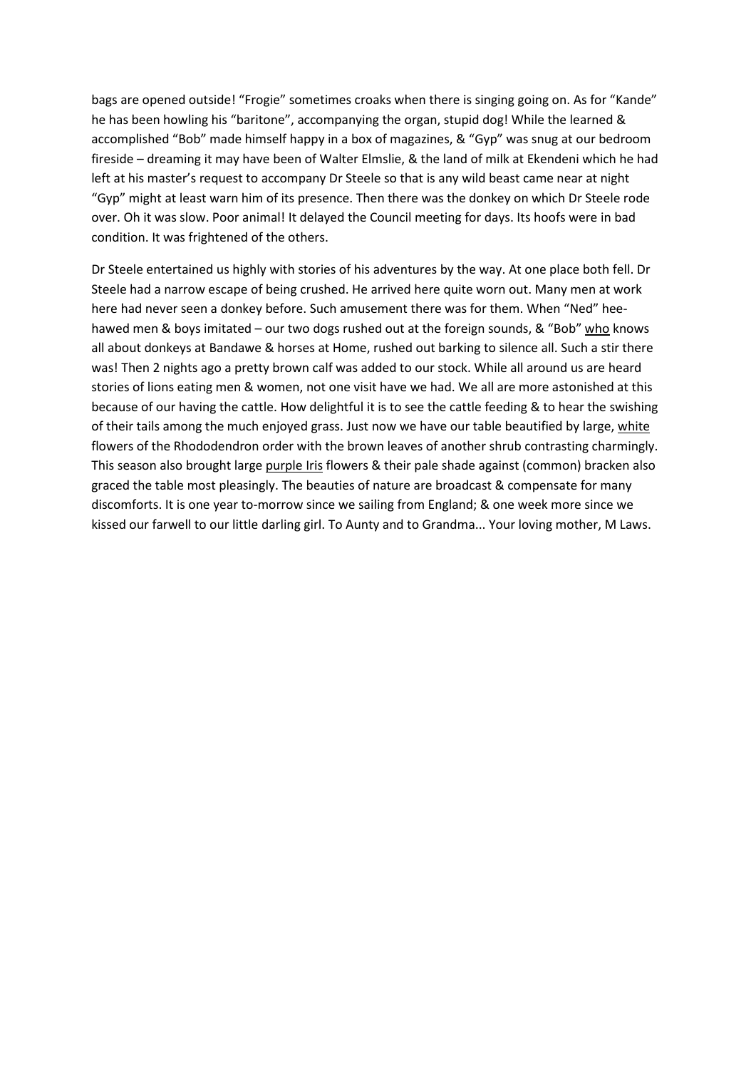bags are opened outside! “Frogie” sometimes croaks when there is singing going on. As for “Kande” he has been howling his “baritone”, accompanying the organ, stupid dog! While the learned & accomplished “Bob” made himself happy in a box of magazines, & “Gyp” was snug at our bedroom fireside – dreaming it may have been of Walter Elmslie, & the land of milk at Ekendeni which he had left at his master’s request to accompany Dr Steele so that is any wild beast came near at night “Gyp” might at least warn him of its presence. Then there was the donkey on which Dr Steele rode over. Oh it was slow. Poor animal! It delayed the Council meeting for days. Its hoofs were in bad condition. It was frightened of the others.

Dr Steele entertained us highly with stories of his adventures by the way. At one place both fell. Dr Steele had a narrow escape of being crushed. He arrived here quite worn out. Many men at work here had never seen a donkey before. Such amusement there was for them. When “Ned” hee-hawed men & boys imitated – our two dogs rushed out at the foreign sounds, & “Bob” <u>who</u> knows all about donkeys at Bandawe & horses at Home, rushed out barking to silence all. Such a stir there was! Then 2 nights ago a pretty brown calf was added to our stock. While all around us are heard stories of lions eating men & women, not one visit have we had. We all are more astonished at this because of our having the cattle. How delightful it is to see the cattle feeding & to hear the swishing of their tails among the much enjoyed grass. Just now we have our table beautified by large, <u>white</u> flowers of the Rhododendron order with the brown leaves of another shrub contrasting charmingly. This season also brought large <u>purple Iris</u> flowers & their pale shade against (common) bracken also graced the table most pleasingly. The beauties of nature are broadcast & compensate for many discomforts. It is one year to-morrow since we sailing from England; & one week more since we kissed our farwell to our little darling girl. To Aunty and to Grandma... Your loving mother, M Laws.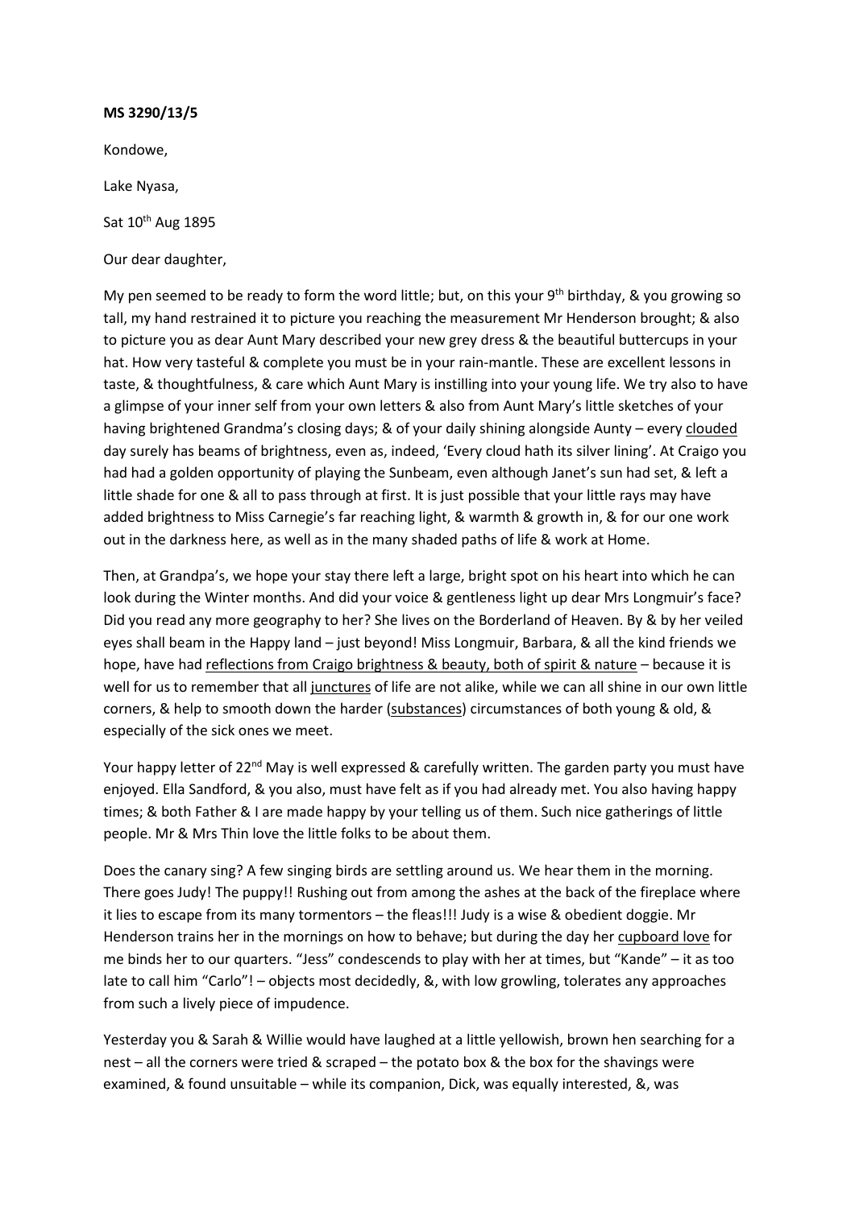**MS 3290/13/5**

Kondowe,

Lake Nyasa,

Sat 10th Aug 1895

Our dear daughter,

My pen seemed to be ready to form the word little; but, on this your 9th birthday, & you growing so tall, my hand restrained it to picture you reaching the measurement Mr Henderson brought; & also to picture you as dear Aunt Mary described your new grey dress & the beautiful buttercups in your hat. How very tasteful & complete you must be in your rain-mantle. These are excellent lessons in taste, & thoughtfulness, & care which Aunt Mary is instilling into your young life. We try also to have a glimpse of your inner self from your own letters & also from Aunt Mary's little sketches of your having brightened Grandma's closing days; & of your daily shining alongside Aunty – every clouded day surely has beams of brightness, even as, indeed, 'Every cloud hath its silver lining'. At Craigo you had had a golden opportunity of playing the Sunbeam, even although Janet's sun had set, & left a little shade for one & all to pass through at first. It is just possible that your little rays may have added brightness to Miss Carnegie's far reaching light, & warmth & growth in, & for our one work out in the darkness here, as well as in the many shaded paths of life & work at Home.

Then, at Grandpa's, we hope your stay there left a large, bright spot on his heart into which he can look during the Winter months. And did your voice & gentleness light up dear Mrs Longmuir's face? Did you read any more geography to her? She lives on the Borderland of Heaven. By & by her veiled eyes shall beam in the Happy land – just beyond! Miss Longmuir, Barbara, & all the kind friends we hope, have had reflections from Craigo brightness & beauty, both of spirit & nature – because it is well for us to remember that all junctures of life are not alike, while we can all shine in our own little corners, & help to smooth down the harder (substances) circumstances of both young & old, & especially of the sick ones we meet.

Your happy letter of 22nd May is well expressed & carefully written. The garden party you must have enjoyed. Ella Sandford, & you also, must have felt as if you had already met. You also having happy times; & both Father & I are made happy by your telling us of them. Such nice gatherings of little people. Mr & Mrs Thin love the little folks to be about them.

Does the canary sing? A few singing birds are settling around us. We hear them in the morning. There goes Judy! The puppy!! Rushing out from among the ashes at the back of the fireplace where it lies to escape from its many tormentors – the fleas!!! Judy is a wise & obedient doggie. Mr Henderson trains her in the mornings on how to behave; but during the day her cupboard love for me binds her to our quarters. "Jess" condescends to play with her at times, but "Kande" – it as too late to call him "Carlo"! – objects most decidedly, &, with low growling, tolerates any approaches from such a lively piece of impudence.

Yesterday you & Sarah & Willie would have laughed at a little yellowish, brown hen searching for a nest – all the corners were tried & scraped – the potato box & the box for the shavings were examined, & found unsuitable – while its companion, Dick, was equally interested, &, was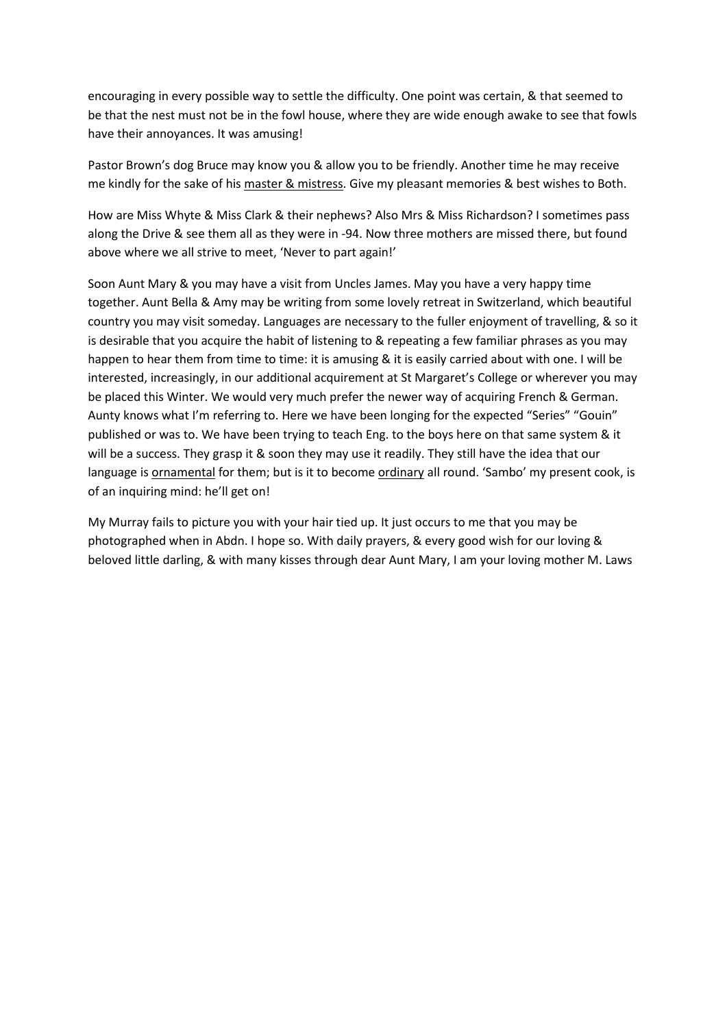encouraging in every possible way to settle the difficulty. One point was certain, & that seemed to be that the nest must not be in the fowl house, where they are wide enough awake to see that fowls have their annoyances. It was amusing!

Pastor Brown's dog Bruce may know you & allow you to be friendly. Another time he may receive me kindly for the sake of his <u>master & mistress</u>. Give my pleasant memories & best wishes to Both.

How are Miss Whyte & Miss Clark & their nephews? Also Mrs & Miss Richardson? I sometimes pass along the Drive & see them all as they were in -94. Now three mothers are missed there, but found above where we all strive to meet, 'Never to part again!'

Soon Aunt Mary & you may have a visit from Uncles James. May you have a very happy time together. Aunt Bella & Amy may be writing from some lovely retreat in Switzerland, which beautiful country you may visit someday. Languages are necessary to the fuller enjoyment of travelling, & so it is desirable that you acquire the habit of listening to & repeating a few familiar phrases as you may happen to hear them from time to time: it is amusing & it is easily carried about with one. I will be interested, increasingly, in our additional acquirement at St Margaret's College or wherever you may be placed this Winter. We would very much prefer the newer way of acquiring French & German. Aunty knows what I'm referring to. Here we have been longing for the expected "Series" "Gouin" published or was to. We have been trying to teach Eng. to the boys here on that same system & it will be a success. They grasp it & soon they may use it readily. They still have the idea that our language is <u>ornamental</u> for them; but is it to become <u>ordinary</u> all round. 'Sambo' my present cook, is of an inquiring mind: he'll get on!

My Murray fails to picture you with your hair tied up. It just occurs to me that you may be photographed when in Abdn. I hope so. With daily prayers, & every good wish for our loving & beloved little darling, & with many kisses through dear Aunt Mary, I am your loving mother M. Laws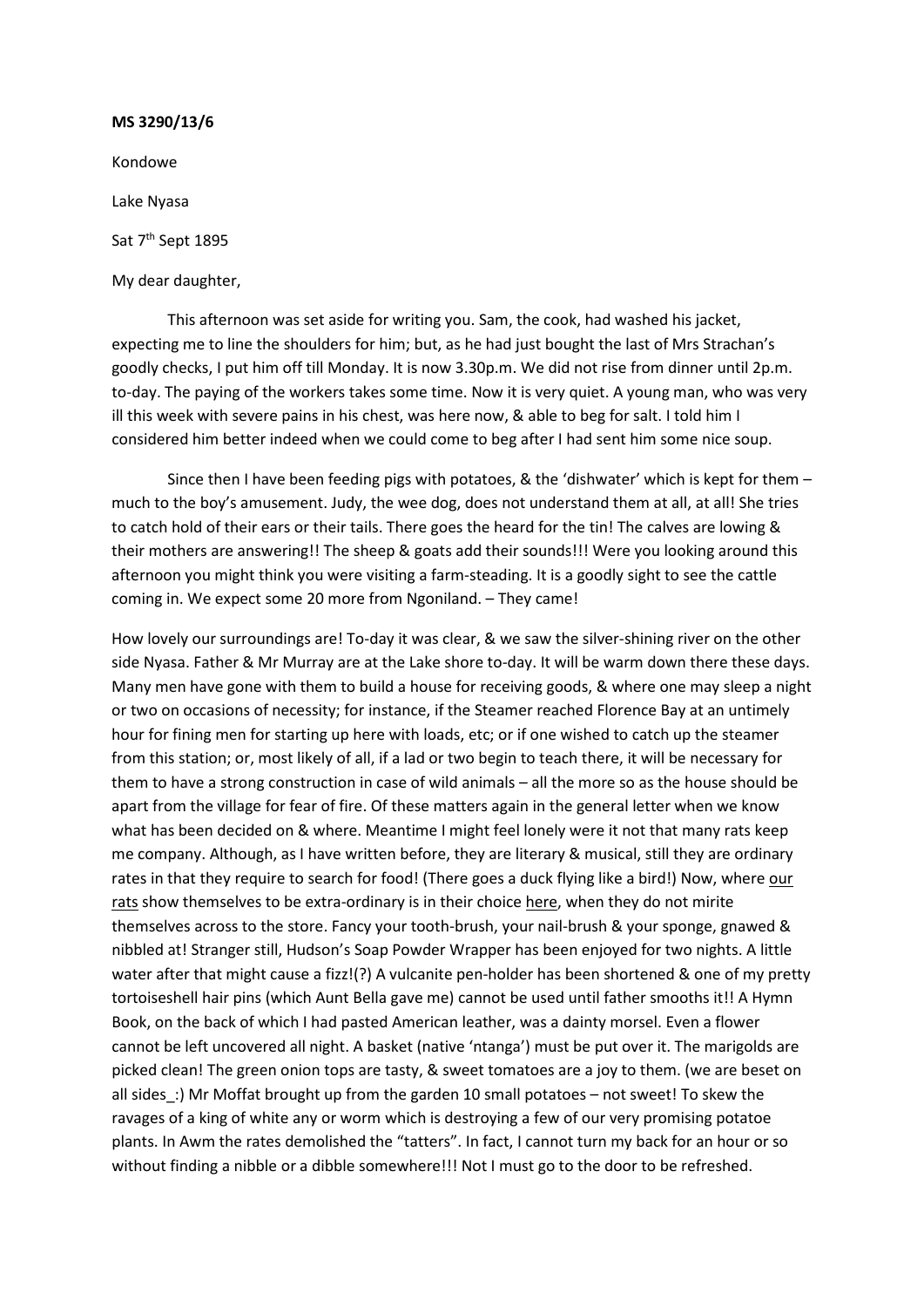**MS 3290/13/6**

Kondowe

Lake Nyasa

Sat 7th Sept 1895

My dear daughter,

This afternoon was set aside for writing you. Sam, the cook, had washed his jacket, expecting me to line the shoulders for him; but, as he had just bought the last of Mrs Strachan's goodly checks, I put him off till Monday. It is now 3.30p.m. We did not rise from dinner until 2p.m. to-day. The paying of the workers takes some time. Now it is very quiet. A young man, who was very ill this week with severe pains in his chest, was here now, & able to beg for salt. I told him I considered him better indeed when we could come to beg after I had sent him some nice soup.

Since then I have been feeding pigs with potatoes, & the 'dishwater' which is kept for them – much to the boy's amusement. Judy, the wee dog, does not understand them at all, at all! She tries to catch hold of their ears or their tails. There goes the heard for the tin! The calves are lowing & their mothers are answering!! The sheep & goats add their sounds!!! Were you looking around this afternoon you might think you were visiting a farm-steading. It is a goodly sight to see the cattle coming in. We expect some 20 more from Ngoniland. – They came!

How lovely our surroundings are! To-day it was clear, & we saw the silver-shining river on the other side Nyasa. Father & Mr Murray are at the Lake shore to-day. It will be warm down there these days. Many men have gone with them to build a house for receiving goods, & where one may sleep a night or two on occasions of necessity; for instance, if the Steamer reached Florence Bay at an untimely hour for fining men for starting up here with loads, etc; or if one wished to catch up the steamer from this station; or, most likely of all, if a lad or two begin to teach there, it will be necessary for them to have a strong construction in case of wild animals – all the more so as the house should be apart from the village for fear of fire. Of these matters again in the general letter when we know what has been decided on & where. Meantime I might feel lonely were it not that many rats keep me company. Although, as I have written before, they are literary & musical, still they are ordinary rates in that they require to search for food! (There goes a duck flying like a bird!) Now, where <u>our rats</u> show themselves to be extra-ordinary is in their choice <u>here</u>, when they do not mirite themselves across to the store. Fancy your tooth-brush, your nail-brush & your sponge, gnawed & nibbled at! Stranger still, Hudson's Soap Powder Wrapper has been enjoyed for two nights. A little water after that might cause a fizz!(?) A vulcanite pen-holder has been shortened & one of my pretty tortoiseshell hair pins (which Aunt Bella gave me) cannot be used until father smooths it!! A Hymn Book, on the back of which I had pasted American leather, was a dainty morsel. Even a flower cannot be left uncovered all night. A basket (native 'ntanga') must be put over it. The marigolds are picked clean! The green onion tops are tasty, & sweet tomatoes are a joy to them. (we are beset on all sides_:) Mr Moffat brought up from the garden 10 small potatoes – not sweet! To skew the ravages of a king of white any or worm which is destroying a few of our very promising potatoe plants. In Awm the rates demolished the "tatters". In fact, I cannot turn my back for an hour or so without finding a nibble or a dibble somewhere!!! Not I must go to the door to be refreshed.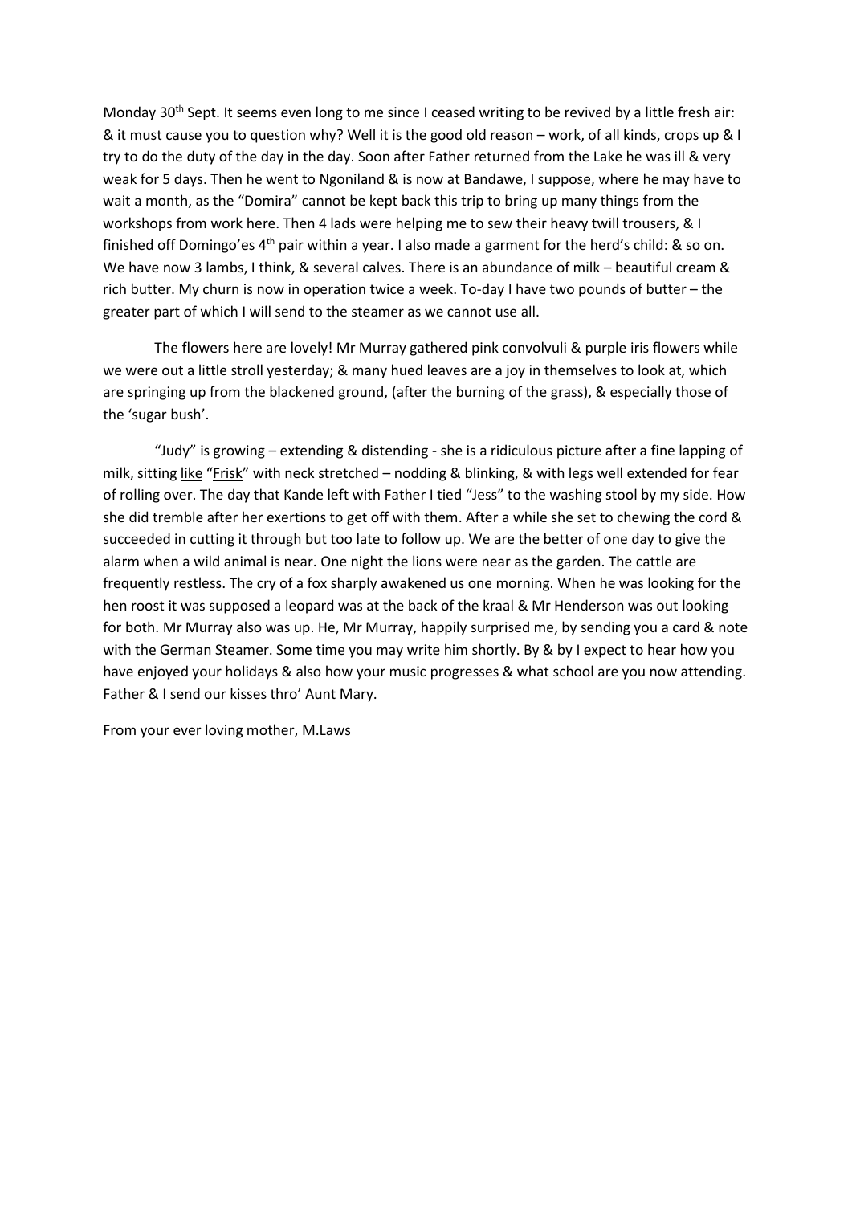Monday 30th Sept. It seems even long to me since I ceased writing to be revived by a little fresh air: & it must cause you to question why? Well it is the good old reason – work, of all kinds, crops up & I try to do the duty of the day in the day. Soon after Father returned from the Lake he was ill & very weak for 5 days. Then he went to Ngoniland & is now at Bandawe, I suppose, where he may have to wait a month, as the "Domira" cannot be kept back this trip to bring up many things from the workshops from work here. Then 4 lads were helping me to sew their heavy twill trousers, & I finished off Domingo'es 4th pair within a year. I also made a garment for the herd's child: & so on. We have now 3 lambs, I think, & several calves. There is an abundance of milk – beautiful cream & rich butter. My churn is now in operation twice a week. To-day I have two pounds of butter – the greater part of which I will send to the steamer as we cannot use all.

The flowers here are lovely! Mr Murray gathered pink convolvuli & purple iris flowers while we were out a little stroll yesterday; & many hued leaves are a joy in themselves to look at, which are springing up from the blackened ground, (after the burning of the grass), & especially those of the 'sugar bush'.

"Judy" is growing – extending & distending - she is a ridiculous picture after a fine lapping of milk, sitting <u>like</u> "<u>Frisk</u>" with neck stretched – nodding & blinking, & with legs well extended for fear of rolling over. The day that Kande left with Father I tied "Jess" to the washing stool by my side. How she did tremble after her exertions to get off with them. After a while she set to chewing the cord & succeeded in cutting it through but too late to follow up. We are the better of one day to give the alarm when a wild animal is near. One night the lions were near as the garden. The cattle are frequently restless. The cry of a fox sharply awakened us one morning. When he was looking for the hen roost it was supposed a leopard was at the back of the kraal & Mr Henderson was out looking for both. Mr Murray also was up. He, Mr Murray, happily surprised me, by sending you a card & note with the German Steamer. Some time you may write him shortly. By & by I expect to hear how you have enjoyed your holidays & also how your music progresses & what school are you now attending. Father & I send our kisses thro' Aunt Mary.

From your ever loving mother, M.Laws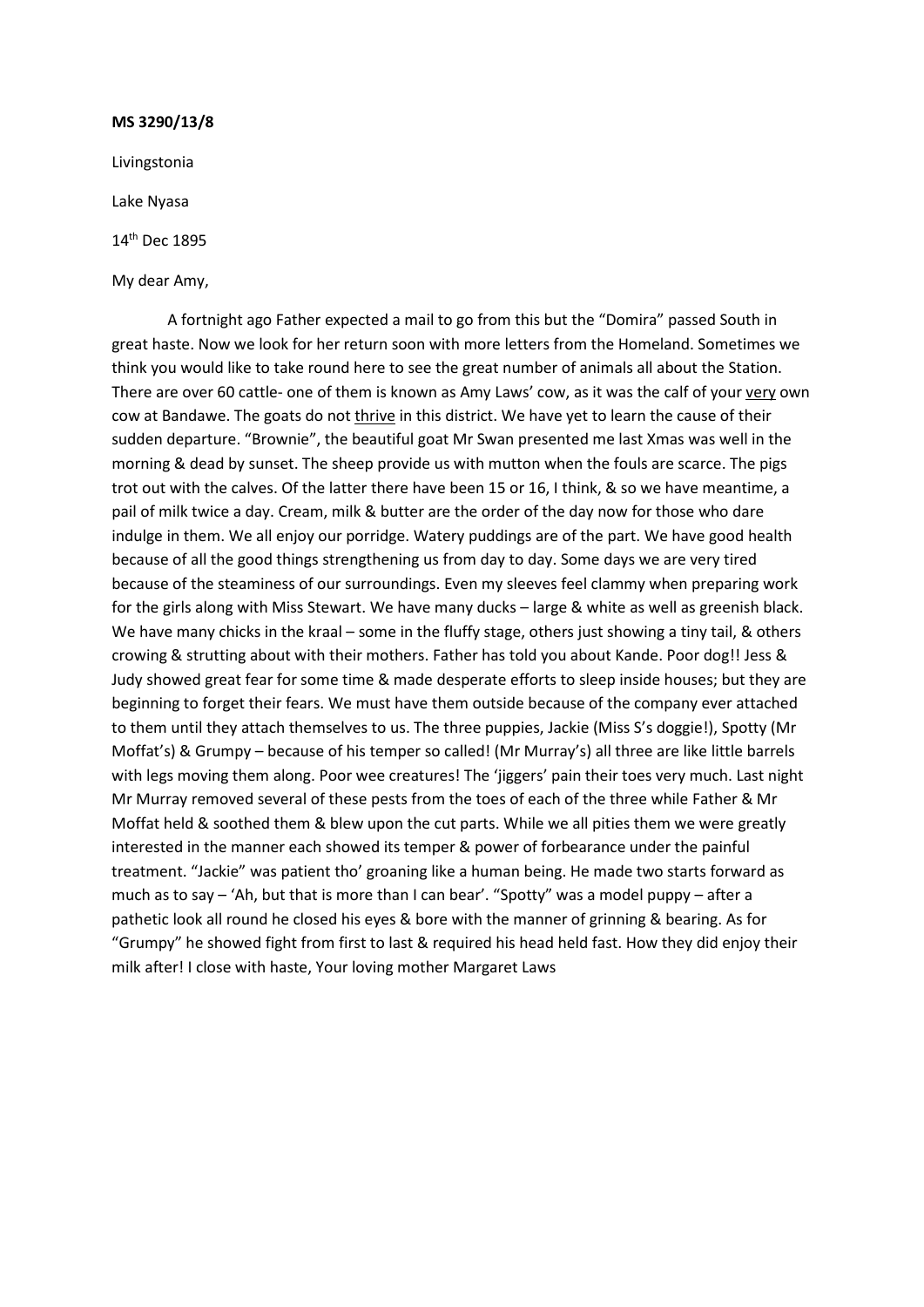**MS 3290/13/8**

Livingstonia

Lake Nyasa

14th Dec 1895

My dear Amy,

A fortnight ago Father expected a mail to go from this but the "Domira" passed South in great haste. Now we look for her return soon with more letters from the Homeland. Sometimes we think you would like to take round here to see the great number of animals all about the Station. There are over 60 cattle- one of them is known as Amy Laws' cow, as it was the calf of your <u>very</u> own cow at Bandawe. The goats do not <u>thrive</u> in this district. We have yet to learn the cause of their sudden departure. "Brownie", the beautiful goat Mr Swan presented me last Xmas was well in the morning & dead by sunset. The sheep provide us with mutton when the fouls are scarce. The pigs trot out with the calves. Of the latter there have been 15 or 16, I think, & so we have meantime, a pail of milk twice a day. Cream, milk & butter are the order of the day now for those who dare indulge in them. We all enjoy our porridge. Watery puddings are of the part. We have good health because of all the good things strengthening us from day to day. Some days we are very tired because of the steaminess of our surroundings. Even my sleeves feel clammy when preparing work for the girls along with Miss Stewart. We have many ducks – large & white as well as greenish black. We have many chicks in the kraal – some in the fluffy stage, others just showing a tiny tail, & others crowing & strutting about with their mothers. Father has told you about Kande. Poor dog!! Jess & Judy showed great fear for some time & made desperate efforts to sleep inside houses; but they are beginning to forget their fears. We must have them outside because of the company ever attached to them until they attach themselves to us. The three puppies, Jackie (Miss S's doggie!), Spotty (Mr Moffat's) & Grumpy – because of his temper so called! (Mr Murray's) all three are like little barrels with legs moving them along. Poor wee creatures! The 'jiggers' pain their toes very much. Last night Mr Murray removed several of these pests from the toes of each of the three while Father & Mr Moffat held & soothed them & blew upon the cut parts. While we all pities them we were greatly interested in the manner each showed its temper & power of forbearance under the painful treatment. "Jackie" was patient tho' groaning like a human being. He made two starts forward as much as to say – 'Ah, but that is more than I can bear'. "Spotty" was a model puppy – after a pathetic look all round he closed his eyes & bore with the manner of grinning & bearing. As for "Grumpy" he showed fight from first to last & required his head held fast. How they did enjoy their milk after! I close with haste, Your loving mother Margaret Laws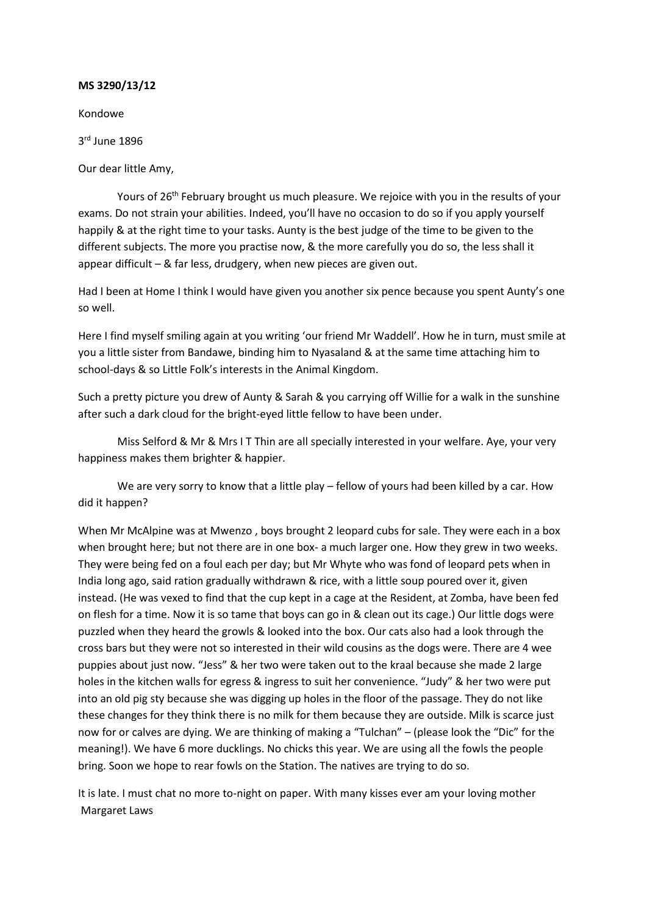**MS 3290/13/12**

Kondowe

3rd June 1896

Our dear little Amy,

Yours of 26th February brought us much pleasure. We rejoice with you in the results of your exams. Do not strain your abilities. Indeed, you'll have no occasion to do so if you apply yourself happily & at the right time to your tasks. Aunty is the best judge of the time to be given to the different subjects. The more you practise now, & the more carefully you do so, the less shall it appear difficult – & far less, drudgery, when new pieces are given out.

Had I been at Home I think I would have given you another six pence because you spent Aunty's one so well.

Here I find myself smiling again at you writing 'our friend Mr Waddell'. How he in turn, must smile at you a little sister from Bandawe, binding him to Nyasaland & at the same time attaching him to school-days & so Little Folk's interests in the Animal Kingdom.

Such a pretty picture you drew of Aunty & Sarah & you carrying off Willie for a walk in the sunshine after such a dark cloud for the bright-eyed little fellow to have been under.

Miss Selford & Mr & Mrs I T Thin are all specially interested in your welfare. Aye, your very happiness makes them brighter & happier.

We are very sorry to know that a little play – fellow of yours had been killed by a car. How did it happen?

When Mr McAlpine was at Mwenzo , boys brought 2 leopard cubs for sale. They were each in a box when brought here; but not there are in one box- a much larger one. How they grew in two weeks. They were being fed on a foul each per day; but Mr Whyte who was fond of leopard pets when in India long ago, said ration gradually withdrawn & rice, with a little soup poured over it, given instead. (He was vexed to find that the cup kept in a cage at the Resident, at Zomba, have been fed on flesh for a time. Now it is so tame that boys can go in & clean out its cage.) Our little dogs were puzzled when they heard the growls & looked into the box. Our cats also had a look through the cross bars but they were not so interested in their wild cousins as the dogs were. There are 4 wee puppies about just now. "Jess" & her two were taken out to the kraal because she made 2 large holes in the kitchen walls for egress & ingress to suit her convenience. "Judy" & her two were put into an old pig sty because she was digging up holes in the floor of the passage. They do not like these changes for they think there is no milk for them because they are outside. Milk is scarce just now for or calves are dying. We are thinking of making a "Tulchan" – (please look the "Dic" for the meaning!). We have 6 more ducklings. No chicks this year. We are using all the fowls the people bring. Soon we hope to rear fowls on the Station. The natives are trying to do so.

It is late. I must chat no more to-night on paper. With many kisses ever am your loving mother
Margaret Laws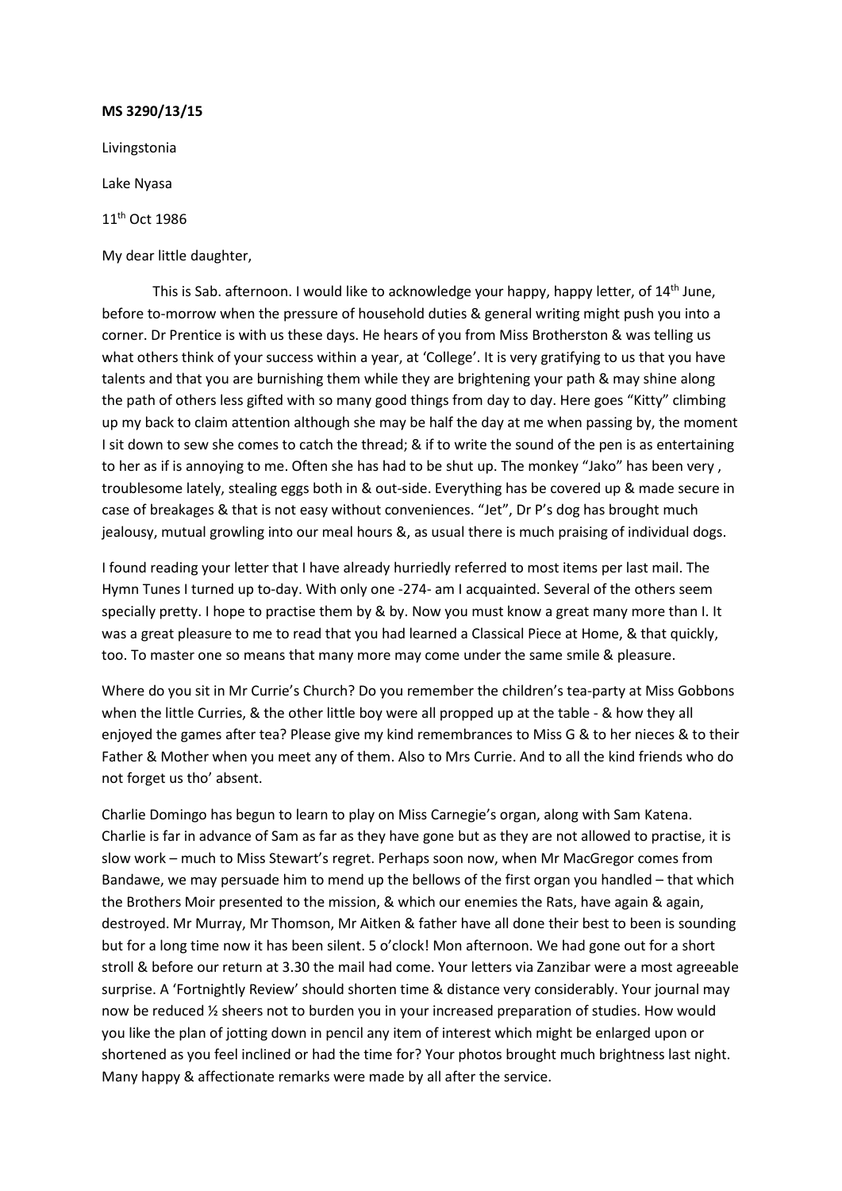**MS 3290/13/15**

Livingstonia

Lake Nyasa

11th Oct 1986

My dear little daughter,

This is Sab. afternoon. I would like to acknowledge your happy, happy letter, of 14th June, before to-morrow when the pressure of household duties & general writing might push you into a corner. Dr Prentice is with us these days. He hears of you from Miss Brotherston & was telling us what others think of your success within a year, at 'College'. It is very gratifying to us that you have talents and that you are burnishing them while they are brightening your path & may shine along the path of others less gifted with so many good things from day to day. Here goes "Kitty" climbing up my back to claim attention although she may be half the day at me when passing by, the moment I sit down to sew she comes to catch the thread; & if to write the sound of the pen is as entertaining to her as if is annoying to me. Often she has had to be shut up. The monkey "Jako" has been very , troublesome lately, stealing eggs both in & out-side. Everything has be covered up & made secure in case of breakages & that is not easy without conveniences. "Jet", Dr P's dog has brought much jealousy, mutual growling into our meal hours &, as usual there is much praising of individual dogs.

I found reading your letter that I have already hurriedly referred to most items per last mail. The Hymn Tunes I turned up to-day. With only one -274- am I acquainted. Several of the others seem specially pretty. I hope to practise them by & by. Now you must know a great many more than I. It was a great pleasure to me to read that you had learned a Classical Piece at Home, & that quickly, too. To master one so means that many more may come under the same smile & pleasure.

Where do you sit in Mr Currie's Church? Do you remember the children's tea-party at Miss Gobbons when the little Curries, & the other little boy were all propped up at the table - & how they all enjoyed the games after tea? Please give my kind remembrances to Miss G & to her nieces & to their Father & Mother when you meet any of them. Also to Mrs Currie. And to all the kind friends who do not forget us tho' absent.

Charlie Domingo has begun to learn to play on Miss Carnegie's organ, along with Sam Katena. Charlie is far in advance of Sam as far as they have gone but as they are not allowed to practise, it is slow work – much to Miss Stewart's regret. Perhaps soon now, when Mr MacGregor comes from Bandawe, we may persuade him to mend up the bellows of the first organ you handled – that which the Brothers Moir presented to the mission, & which our enemies the Rats, have again & again, destroyed. Mr Murray, Mr Thomson, Mr Aitken & father have all done their best to been is sounding but for a long time now it has been silent. 5 o'clock! Mon afternoon. We had gone out for a short stroll & before our return at 3.30 the mail had come. Your letters via Zanzibar were a most agreeable surprise. A 'Fortnightly Review' should shorten time & distance very considerably. Your journal may now be reduced ½ sheers not to burden you in your increased preparation of studies. How would you like the plan of jotting down in pencil any item of interest which might be enlarged upon or shortened as you feel inclined or had the time for? Your photos brought much brightness last night. Many happy & affectionate remarks were made by all after the service.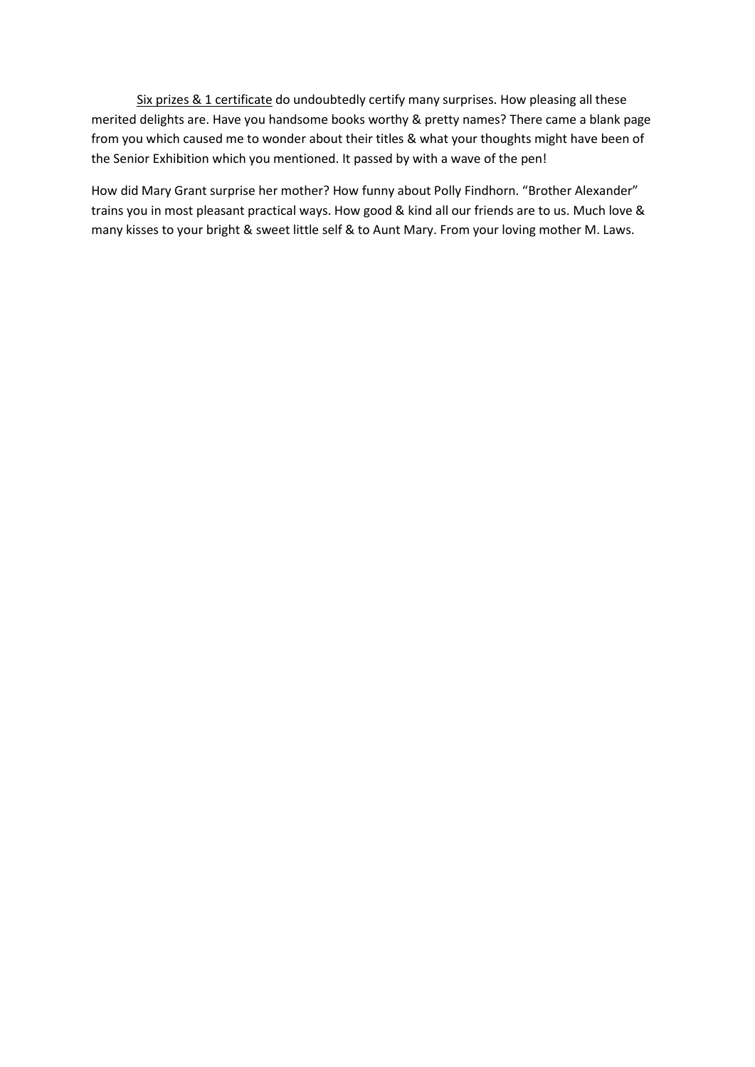<u>Six prizes & 1 certificate</u> do undoubtedly certify many surprises. How pleasing all these merited delights are. Have you handsome books worthy & pretty names? There came a blank page from you which caused me to wonder about their titles & what your thoughts might have been of the Senior Exhibition which you mentioned. It passed by with a wave of the pen!

How did Mary Grant surprise her mother? How funny about Polly Findhorn. "Brother Alexander" trains you in most pleasant practical ways. How good & kind all our friends are to us. Much love & many kisses to your bright & sweet little self & to Aunt Mary. From your loving mother M. Laws.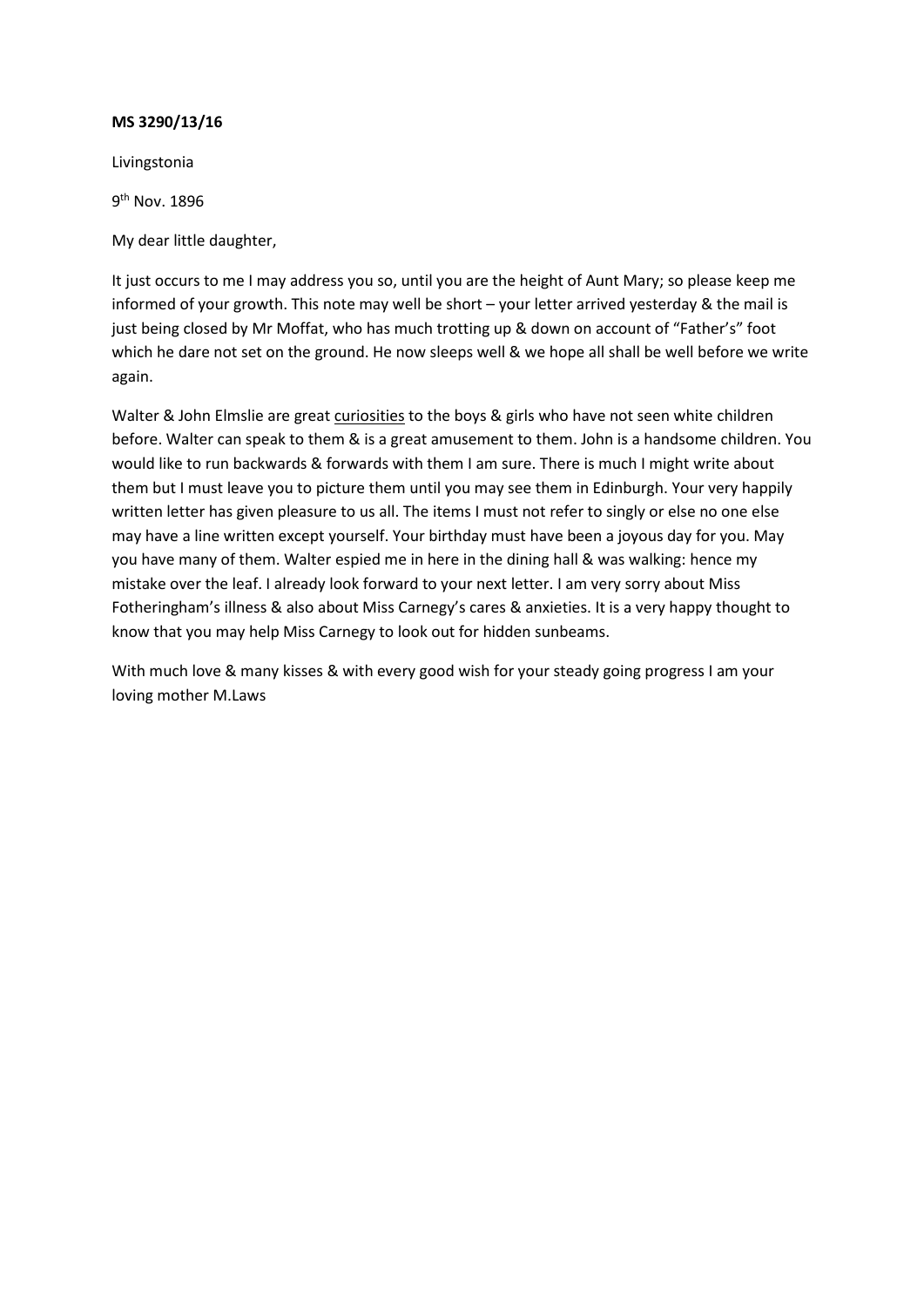**MS 3290/13/16**

Livingstonia

9th Nov. 1896

My dear little daughter,

It just occurs to me I may address you so, until you are the height of Aunt Mary; so please keep me informed of your growth. This note may well be short – your letter arrived yesterday & the mail is just being closed by Mr Moffat, who has much trotting up & down on account of "Father's" foot which he dare not set on the ground. He now sleeps well & we hope all shall be well before we write again.

Walter & John Elmslie are great <u>curiosities</u> to the boys & girls who have not seen white children before. Walter can speak to them & is a great amusement to them. John is a handsome children. You would like to run backwards & forwards with them I am sure. There is much I might write about them but I must leave you to picture them until you may see them in Edinburgh. Your very happily written letter has given pleasure to us all. The items I must not refer to singly or else no one else may have a line written except yourself. Your birthday must have been a joyous day for you. May you have many of them. Walter espied me in here in the dining hall & was walking: hence my mistake over the leaf. I already look forward to your next letter. I am very sorry about Miss Fotheringham's illness & also about Miss Carnegy's cares & anxieties. It is a very happy thought to know that you may help Miss Carnegy to look out for hidden sunbeams.

With much love & many kisses & with every good wish for your steady going progress I am your loving mother M.Laws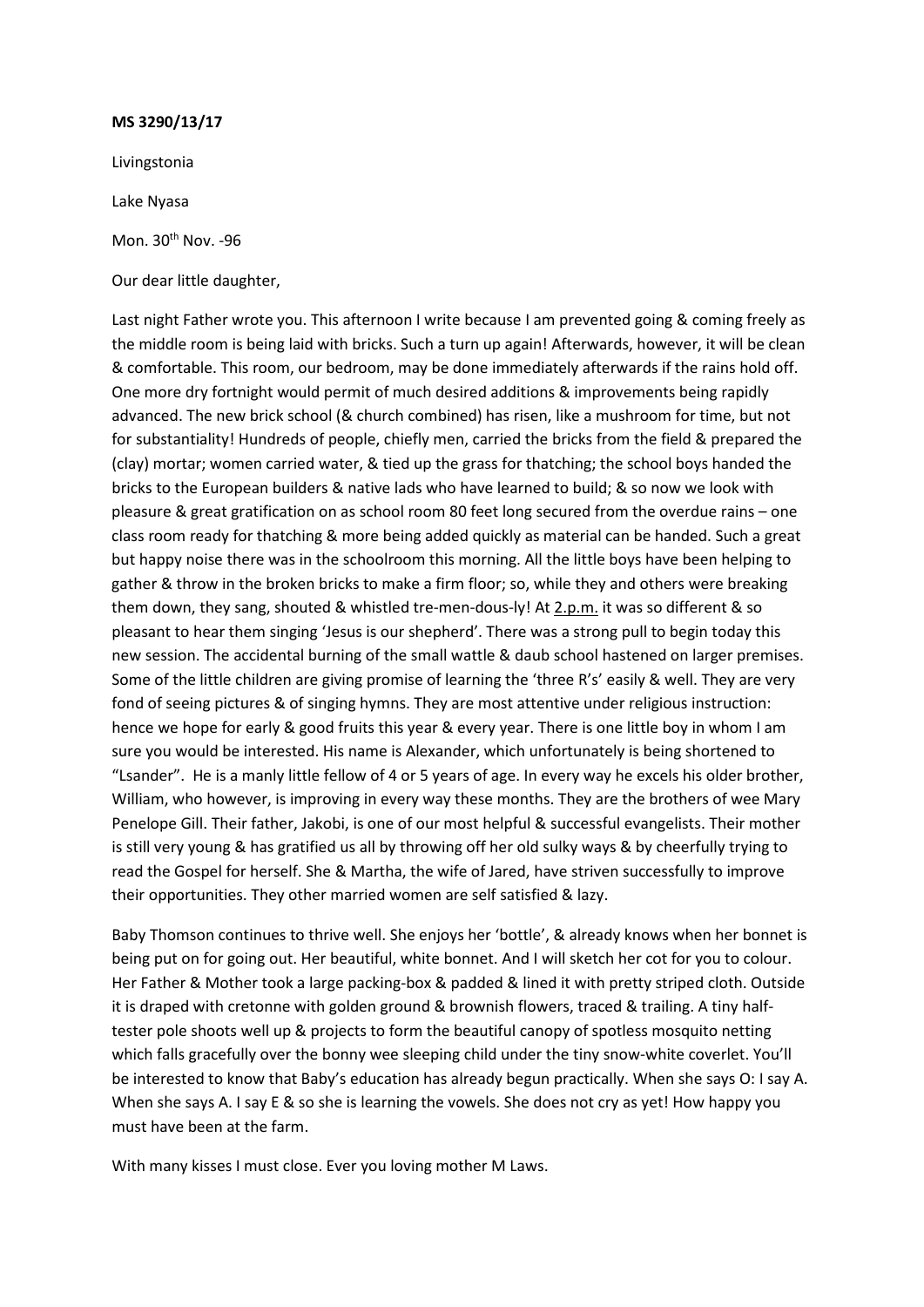**MS 3290/13/17**

Livingstonia

Lake Nyasa

Mon. 30th Nov. -96

Our dear little daughter,

Last night Father wrote you. This afternoon I write because I am prevented going & coming freely as the middle room is being laid with bricks. Such a turn up again! Afterwards, however, it will be clean & comfortable. This room, our bedroom, may be done immediately afterwards if the rains hold off. One more dry fortnight would permit of much desired additions & improvements being rapidly advanced. The new brick school (& church combined) has risen, like a mushroom for time, but not for substantiality! Hundreds of people, chiefly men, carried the bricks from the field & prepared the (clay) mortar; women carried water, & tied up the grass for thatching; the school boys handed the bricks to the European builders & native lads who have learned to build; & so now we look with pleasure & great gratification on as school room 80 feet long secured from the overdue rains – one class room ready for thatching & more being added quickly as material can be handed. Such a great but happy noise there was in the schoolroom this morning. All the little boys have been helping to gather & throw in the broken bricks to make a firm floor; so, while they and others were breaking them down, they sang, shouted & whistled tre-men-dous-ly! At <u>2.p.m.</u> it was so different & so pleasant to hear them singing 'Jesus is our shepherd'. There was a strong pull to begin today this new session. The accidental burning of the small wattle & daub school hastened on larger premises. Some of the little children are giving promise of learning the 'three R's' easily & well. They are very fond of seeing pictures & of singing hymns. They are most attentive under religious instruction: hence we hope for early & good fruits this year & every year. There is one little boy in whom I am sure you would be interested. His name is Alexander, which unfortunately is being shortened to "Lsander". He is a manly little fellow of 4 or 5 years of age. In every way he excels his older brother, William, who however, is improving in every way these months. They are the brothers of wee Mary Penelope Gill. Their father, Jakobi, is one of our most helpful & successful evangelists. Their mother is still very young & has gratified us all by throwing off her old sulky ways & by cheerfully trying to read the Gospel for herself. She & Martha, the wife of Jared, have striven successfully to improve their opportunities. They other married women are self satisfied & lazy.

Baby Thomson continues to thrive well. She enjoys her 'bottle', & already knows when her bonnet is being put on for going out. Her beautiful, white bonnet. And I will sketch her cot for you to colour. Her Father & Mother took a large packing-box & padded & lined it with pretty striped cloth. Outside it is draped with cretonne with golden ground & brownish flowers, traced & trailing. A tiny half-tester pole shoots well up & projects to form the beautiful canopy of spotless mosquito netting which falls gracefully over the bonny wee sleeping child under the tiny snow-white coverlet. You'll be interested to know that Baby's education has already begun practically. When she says O: I say A. When she says A. I say E & so she is learning the vowels. She does not cry as yet! How happy you must have been at the farm.

With many kisses I must close. Ever you loving mother M Laws.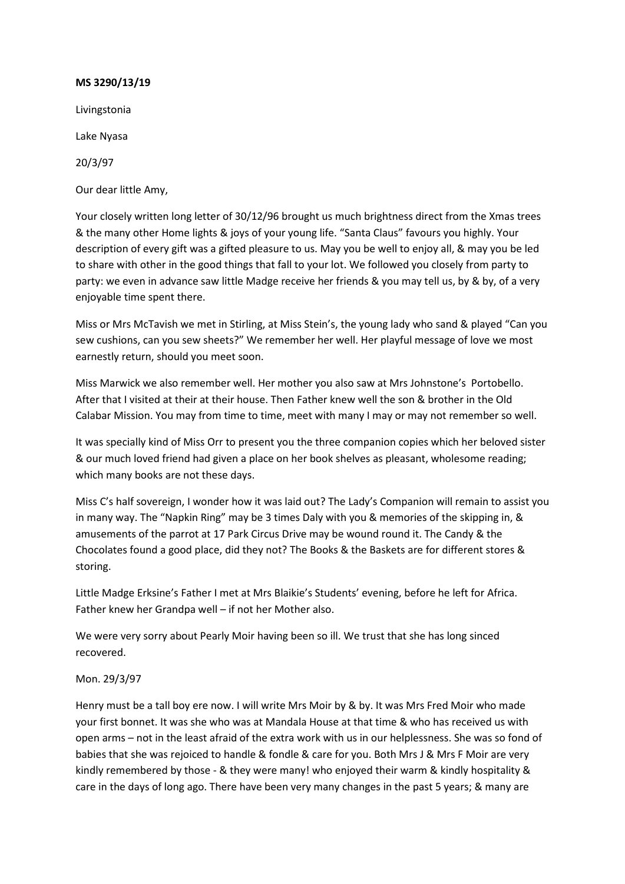**MS 3290/13/19**

Livingstonia

Lake Nyasa

20/3/97

Our dear little Amy,

Your closely written long letter of 30/12/96 brought us much brightness direct from the Xmas trees & the many other Home lights & joys of your young life. "Santa Claus" favours you highly. Your description of every gift was a gifted pleasure to us. May you be well to enjoy all, & may you be led to share with other in the good things that fall to your lot. We followed you closely from party to party: we even in advance saw little Madge receive her friends & you may tell us, by & by, of a very enjoyable time spent there.

Miss or Mrs McTavish we met in Stirling, at Miss Stein's, the young lady who sand & played "Can you sew cushions, can you sew sheets?" We remember her well. Her playful message of love we most earnestly return, should you meet soon.

Miss Marwick we also remember well. Her mother you also saw at Mrs Johnstone's Portobello. After that I visited at their at their house. Then Father knew well the son & brother in the Old Calabar Mission. You may from time to time, meet with many I may or may not remember so well.

It was specially kind of Miss Orr to present you the three companion copies which her beloved sister & our much loved friend had given a place on her book shelves as pleasant, wholesome reading; which many books are not these days.

Miss C's half sovereign, I wonder how it was laid out? The Lady's Companion will remain to assist you in many way. The "Napkin Ring" may be 3 times Daly with you & memories of the skipping in, & amusements of the parrot at 17 Park Circus Drive may be wound round it. The Candy & the Chocolates found a good place, did they not? The Books & the Baskets are for different stores & storing.

Little Madge Erksine's Father I met at Mrs Blaikie's Students' evening, before he left for Africa. Father knew her Grandpa well – if not her Mother also.

We were very sorry about Pearly Moir having been so ill. We trust that she has long sinced recovered.

Mon. 29/3/97

Henry must be a tall boy ere now. I will write Mrs Moir by & by. It was Mrs Fred Moir who made your first bonnet. It was she who was at Mandala House at that time & who has received us with open arms – not in the least afraid of the extra work with us in our helplessness. She was so fond of babies that she was rejoiced to handle & fondle & care for you. Both Mrs J & Mrs F Moir are very kindly remembered by those - & they were many! who enjoyed their warm & kindly hospitality & care in the days of long ago. There have been very many changes in the past 5 years; & many are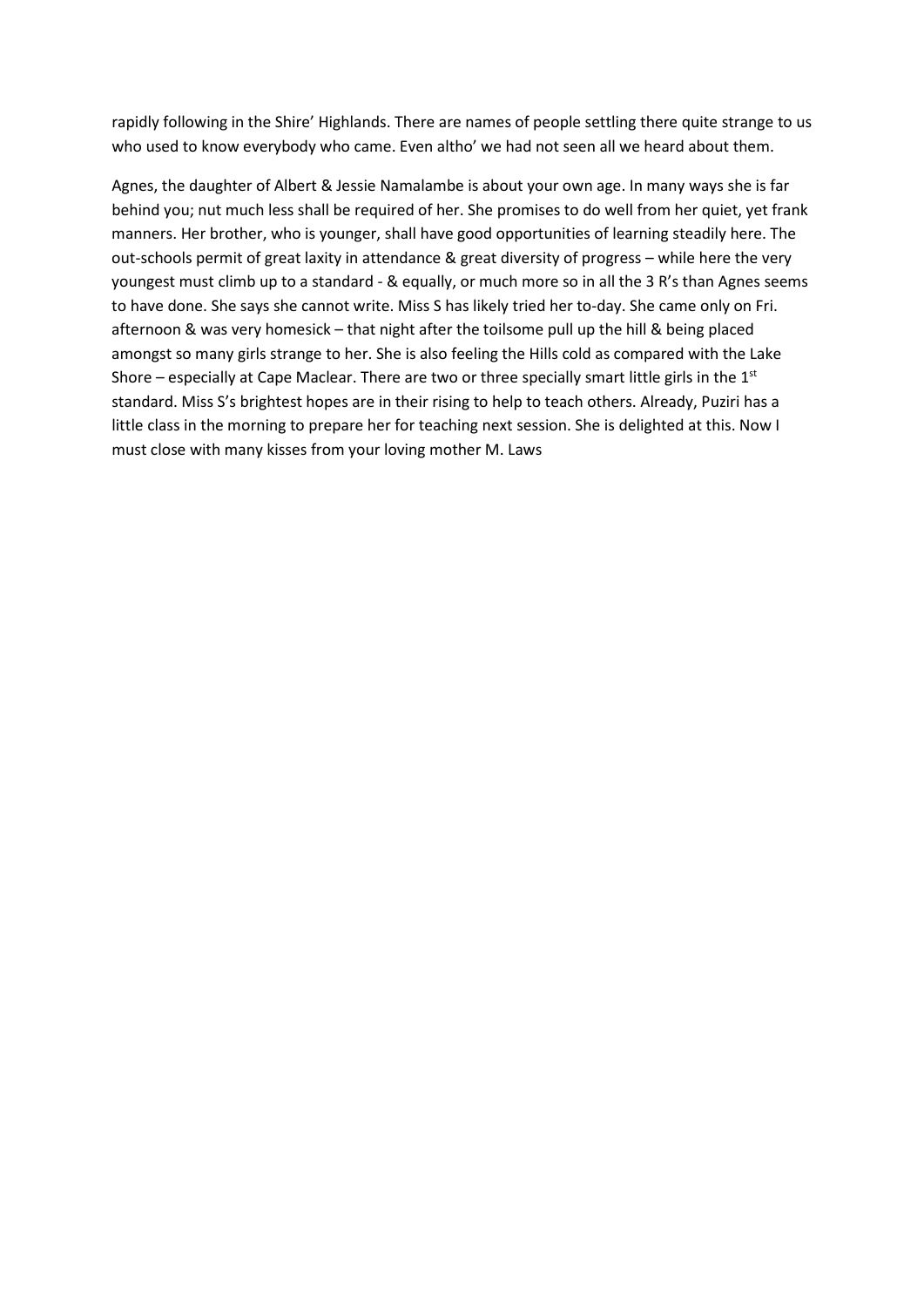rapidly following in the Shire' Highlands. There are names of people settling there quite strange to us who used to know everybody who came. Even altho' we had not seen all we heard about them.

Agnes, the daughter of Albert & Jessie Namalambe is about your own age. In many ways she is far behind you; nut much less shall be required of her. She promises to do well from her quiet, yet frank manners. Her brother, who is younger, shall have good opportunities of learning steadily here. The out-schools permit of great laxity in attendance & great diversity of progress – while here the very youngest must climb up to a standard - & equally, or much more so in all the 3 R's than Agnes seems to have done. She says she cannot write. Miss S has likely tried her to-day. She came only on Fri. afternoon & was very homesick – that night after the toilsome pull up the hill & being placed amongst so many girls strange to her. She is also feeling the Hills cold as compared with the Lake Shore – especially at Cape Maclear. There are two or three specially smart little girls in the 1st standard. Miss S's brightest hopes are in their rising to help to teach others. Already, Puziri has a little class in the morning to prepare her for teaching next session. She is delighted at this. Now I must close with many kisses from your loving mother M. Laws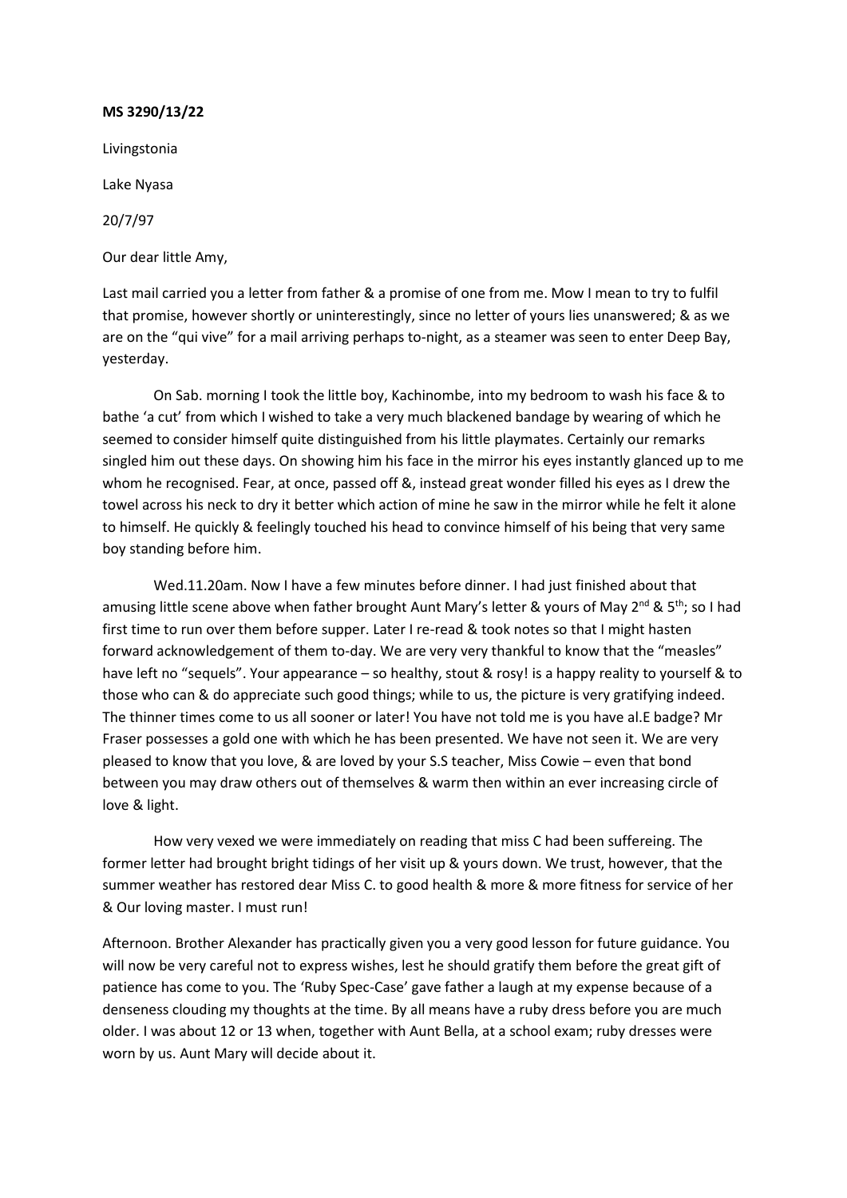**MS 3290/13/22**

Livingstonia

Lake Nyasa

20/7/97

Our dear little Amy,

Last mail carried you a letter from father & a promise of one from me. Mow I mean to try to fulfil that promise, however shortly or uninterestingly, since no letter of yours lies unanswered; & as we are on the "qui vive" for a mail arriving perhaps to-night, as a steamer was seen to enter Deep Bay, yesterday.

On Sab. morning I took the little boy, Kachinombe, into my bedroom to wash his face & to bathe 'a cut' from which I wished to take a very much blackened bandage by wearing of which he seemed to consider himself quite distinguished from his little playmates. Certainly our remarks singled him out these days. On showing him his face in the mirror his eyes instantly glanced up to me whom he recognised. Fear, at once, passed off &, instead great wonder filled his eyes as I drew the towel across his neck to dry it better which action of mine he saw in the mirror while he felt it alone to himself. He quickly & feelingly touched his head to convince himself of his being that very same boy standing before him.

Wed.11.20am. Now I have a few minutes before dinner. I had just finished about that amusing little scene above when father brought Aunt Mary's letter & yours of May 2nd & 5th; so I had first time to run over them before supper. Later I re-read & took notes so that I might hasten forward acknowledgement of them to-day. We are very very thankful to know that the "measles" have left no "sequels". Your appearance – so healthy, stout & rosy! is a happy reality to yourself & to those who can & do appreciate such good things; while to us, the picture is very gratifying indeed. The thinner times come to us all sooner or later! You have not told me is you have al.E badge? Mr Fraser possesses a gold one with which he has been presented. We have not seen it. We are very pleased to know that you love, & are loved by your S.S teacher, Miss Cowie – even that bond between you may draw others out of themselves & warm then within an ever increasing circle of love & light.

How very vexed we were immediately on reading that miss C had been suffereing. The former letter had brought bright tidings of her visit up & yours down. We trust, however, that the summer weather has restored dear Miss C. to good health & more & more fitness for service of her & Our loving master. I must run!

Afternoon. Brother Alexander has practically given you a very good lesson for future guidance. You will now be very careful not to express wishes, lest he should gratify them before the great gift of patience has come to you. The 'Ruby Spec-Case' gave father a laugh at my expense because of a denseness clouding my thoughts at the time. By all means have a ruby dress before you are much older. I was about 12 or 13 when, together with Aunt Bella, at a school exam; ruby dresses were worn by us. Aunt Mary will decide about it.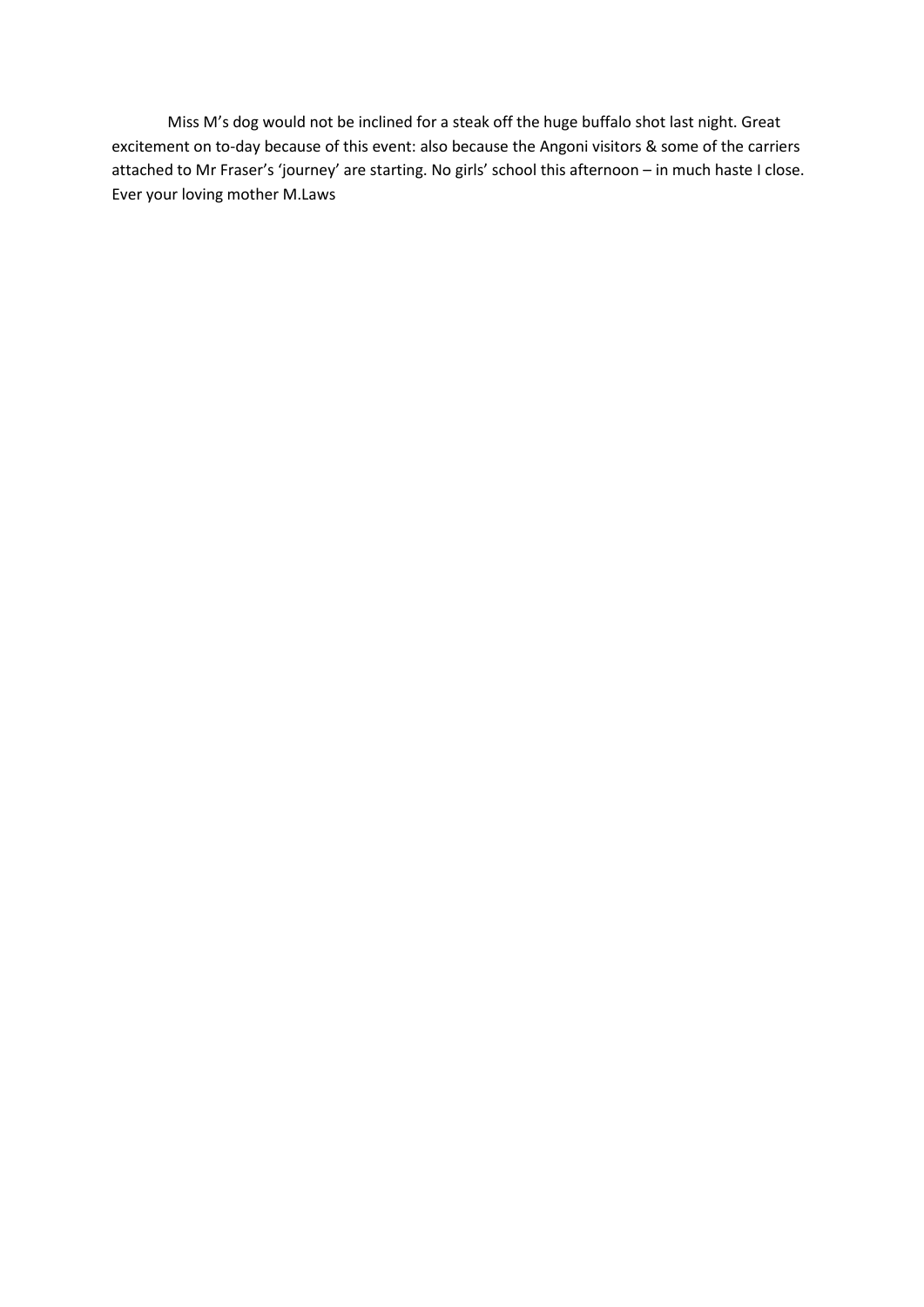Miss M's dog would not be inclined for a steak off the huge buffalo shot last night. Great excitement on to-day because of this event: also because the Angoni visitors & some of the carriers attached to Mr Fraser's 'journey' are starting. No girls' school this afternoon – in much haste I close. Ever your loving mother M.Laws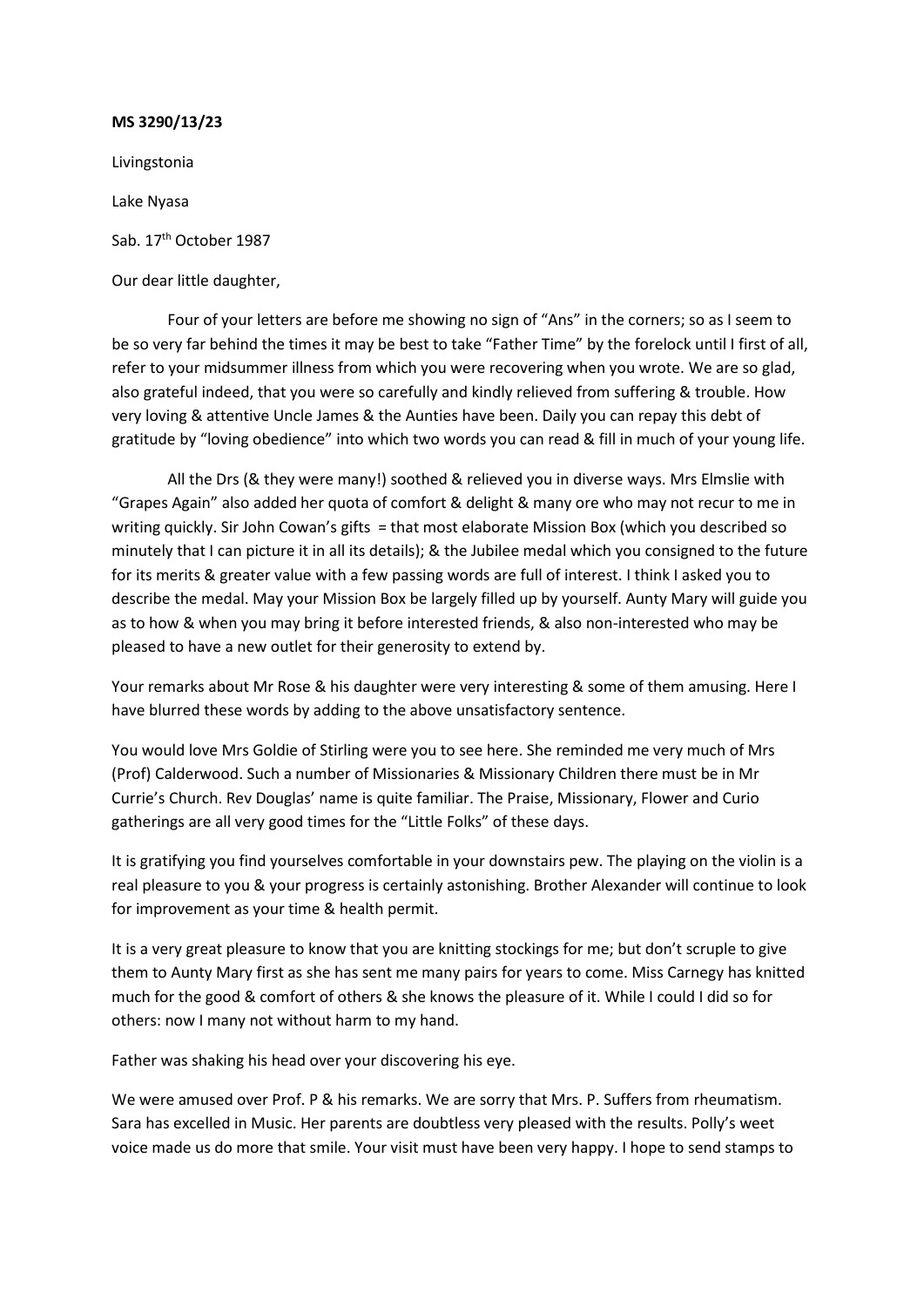**MS 3290/13/23**

Livingstonia

Lake Nyasa

Sab. 17th October 1987

Our dear little daughter,

Four of your letters are before me showing no sign of "Ans" in the corners; so as I seem to be so very far behind the times it may be best to take "Father Time" by the forelock until I first of all, refer to your midsummer illness from which you were recovering when you wrote. We are so glad, also grateful indeed, that you were so carefully and kindly relieved from suffering & trouble. How very loving & attentive Uncle James & the Aunties have been. Daily you can repay this debt of gratitude by "loving obedience" into which two words you can read & fill in much of your young life.

All the Drs (& they were many!) soothed & relieved you in diverse ways. Mrs Elmslie with "Grapes Again" also added her quota of comfort & delight & many ore who may not recur to me in writing quickly. Sir John Cowan's gifts = that most elaborate Mission Box (which you described so minutely that I can picture it in all its details); & the Jubilee medal which you consigned to the future for its merits & greater value with a few passing words are full of interest. I think I asked you to describe the medal. May your Mission Box be largely filled up by yourself. Aunty Mary will guide you as to how & when you may bring it before interested friends, & also non-interested who may be pleased to have a new outlet for their generosity to extend by.

Your remarks about Mr Rose & his daughter were very interesting & some of them amusing. Here I have blurred these words by adding to the above unsatisfactory sentence.

You would love Mrs Goldie of Stirling were you to see here. She reminded me very much of Mrs (Prof) Calderwood. Such a number of Missionaries & Missionary Children there must be in Mr Currie's Church. Rev Douglas' name is quite familiar. The Praise, Missionary, Flower and Curio gatherings are all very good times for the "Little Folks" of these days.

It is gratifying you find yourselves comfortable in your downstairs pew. The playing on the violin is a real pleasure to you & your progress is certainly astonishing. Brother Alexander will continue to look for improvement as your time & health permit.

It is a very great pleasure to know that you are knitting stockings for me; but don't scruple to give them to Aunty Mary first as she has sent me many pairs for years to come. Miss Carnegy has knitted much for the good & comfort of others & she knows the pleasure of it. While I could I did so for others: now I many not without harm to my hand.

Father was shaking his head over your discovering his eye.

We were amused over Prof. P & his remarks. We are sorry that Mrs. P. Suffers from rheumatism. Sara has excelled in Music. Her parents are doubtless very pleased with the results. Polly's weet voice made us do more that smile. Your visit must have been very happy. I hope to send stamps to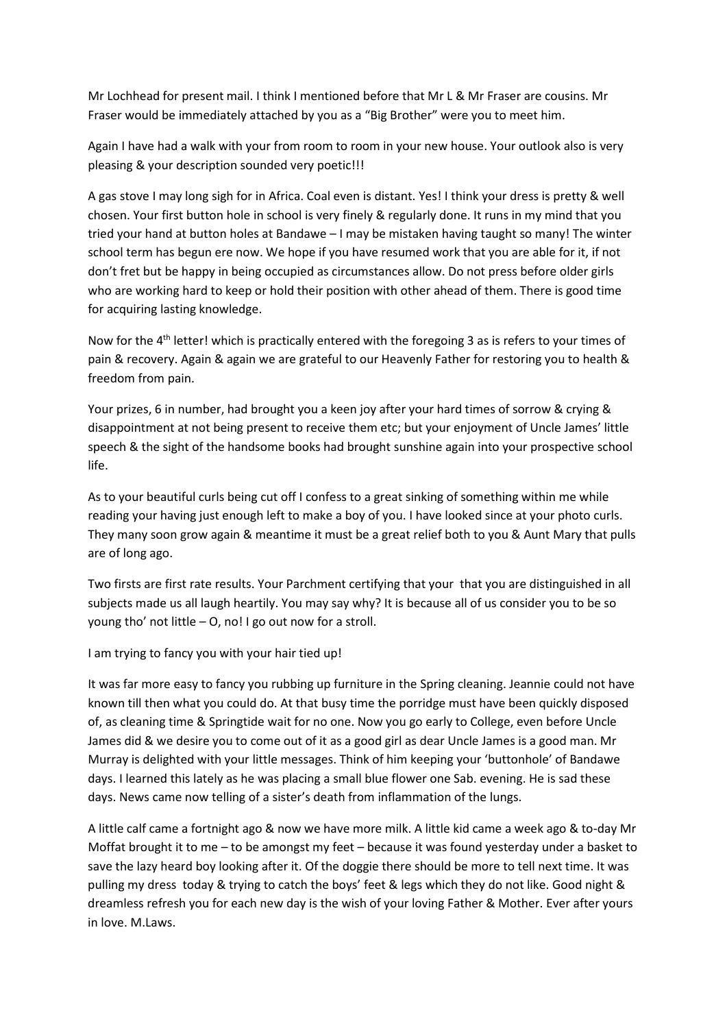Mr Lochhead for present mail. I think I mentioned before that Mr L & Mr Fraser are cousins. Mr Fraser would be immediately attached by you as a "Big Brother" were you to meet him.

Again I have had a walk with your from room to room in your new house. Your outlook also is very pleasing & your description sounded very poetic!!!

A gas stove I may long sigh for in Africa. Coal even is distant. Yes! I think your dress is pretty & well chosen. Your first button hole in school is very finely & regularly done. It runs in my mind that you tried your hand at button holes at Bandawe – I may be mistaken having taught so many! The winter school term has begun ere now. We hope if you have resumed work that you are able for it, if not don't fret but be happy in being occupied as circumstances allow. Do not press before older girls who are working hard to keep or hold their position with other ahead of them. There is good time for acquiring lasting knowledge.

Now for the 4th letter! which is practically entered with the foregoing 3 as is refers to your times of pain & recovery. Again & again we are grateful to our Heavenly Father for restoring you to health & freedom from pain.

Your prizes, 6 in number, had brought you a keen joy after your hard times of sorrow & crying & disappointment at not being present to receive them etc; but your enjoyment of Uncle James' little speech & the sight of the handsome books had brought sunshine again into your prospective school life.

As to your beautiful curls being cut off I confess to a great sinking of something within me while reading your having just enough left to make a boy of you. I have looked since at your photo curls. They many soon grow again & meantime it must be a great relief both to you & Aunt Mary that pulls are of long ago.

Two firsts are first rate results. Your Parchment certifying that your that you are distinguished in all subjects made us all laugh heartily. You may say why? It is because all of us consider you to be so young tho' not little – O, no! I go out now for a stroll.

I am trying to fancy you with your hair tied up!

It was far more easy to fancy you rubbing up furniture in the Spring cleaning. Jeannie could not have known till then what you could do. At that busy time the porridge must have been quickly disposed of, as cleaning time & Springtide wait for no one. Now you go early to College, even before Uncle James did & we desire you to come out of it as a good girl as dear Uncle James is a good man. Mr Murray is delighted with your little messages. Think of him keeping your 'buttonhole' of Bandawe days. I learned this lately as he was placing a small blue flower one Sab. evening. He is sad these days. News came now telling of a sister's death from inflammation of the lungs.

A little calf came a fortnight ago & now we have more milk. A little kid came a week ago & to-day Mr Moffat brought it to me – to be amongst my feet – because it was found yesterday under a basket to save the lazy heard boy looking after it. Of the doggie there should be more to tell next time. It was pulling my dress today & trying to catch the boys' feet & legs which they do not like. Good night & dreamless refresh you for each new day is the wish of your loving Father & Mother. Ever after yours in love. M.Laws.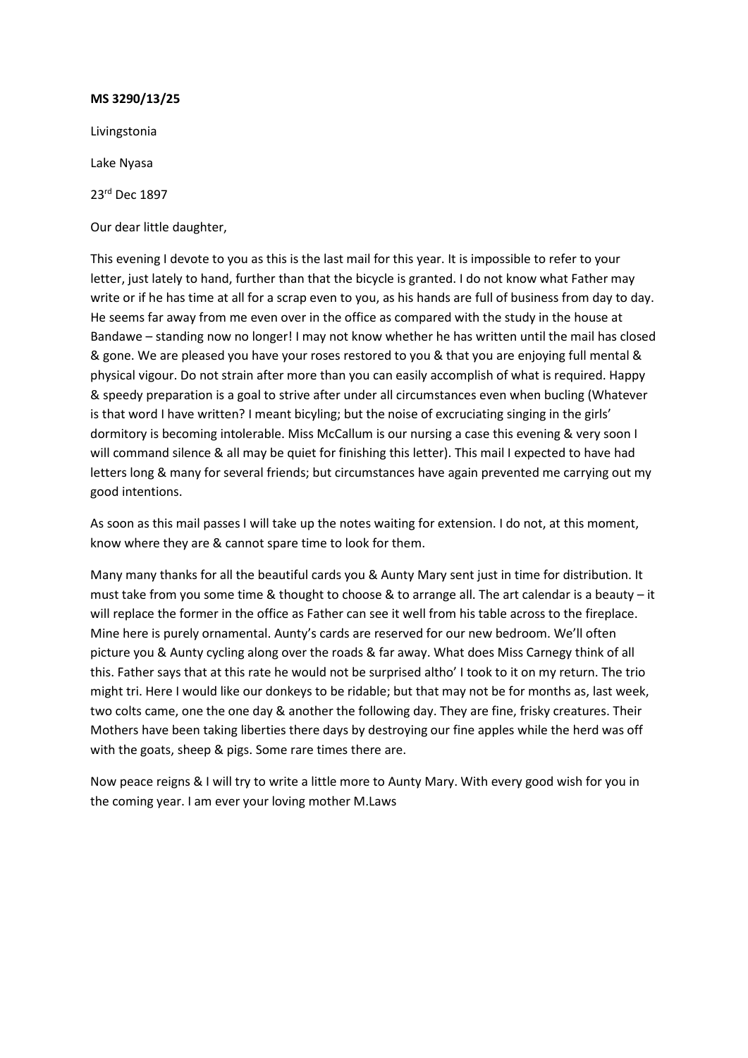**MS 3290/13/25**

Livingstonia

Lake Nyasa

23rd Dec 1897

Our dear little daughter,

This evening I devote to you as this is the last mail for this year. It is impossible to refer to your letter, just lately to hand, further than that the bicycle is granted. I do not know what Father may write or if he has time at all for a scrap even to you, as his hands are full of business from day to day. He seems far away from me even over in the office as compared with the study in the house at Bandawe – standing now no longer! I may not know whether he has written until the mail has closed & gone. We are pleased you have your roses restored to you & that you are enjoying full mental & physical vigour. Do not strain after more than you can easily accomplish of what is required. Happy & speedy preparation is a goal to strive after under all circumstances even when bucling (Whatever is that word I have written? I meant bicyling; but the noise of excruciating singing in the girls' dormitory is becoming intolerable. Miss McCallum is our nursing a case this evening & very soon I will command silence & all may be quiet for finishing this letter). This mail I expected to have had letters long & many for several friends; but circumstances have again prevented me carrying out my good intentions.

As soon as this mail passes I will take up the notes waiting for extension. I do not, at this moment, know where they are & cannot spare time to look for them.

Many many thanks for all the beautiful cards you & Aunty Mary sent just in time for distribution. It must take from you some time & thought to choose & to arrange all. The art calendar is a beauty – it will replace the former in the office as Father can see it well from his table across to the fireplace. Mine here is purely ornamental. Aunty's cards are reserved for our new bedroom. We'll often picture you & Aunty cycling along over the roads & far away. What does Miss Carnegy think of all this. Father says that at this rate he would not be surprised altho' I took to it on my return. The trio might tri. Here I would like our donkeys to be ridable; but that may not be for months as, last week, two colts came, one the one day & another the following day. They are fine, frisky creatures. Their Mothers have been taking liberties there days by destroying our fine apples while the herd was off with the goats, sheep & pigs. Some rare times there are.

Now peace reigns & I will try to write a little more to Aunty Mary. With every good wish for you in the coming year. I am ever your loving mother M.Laws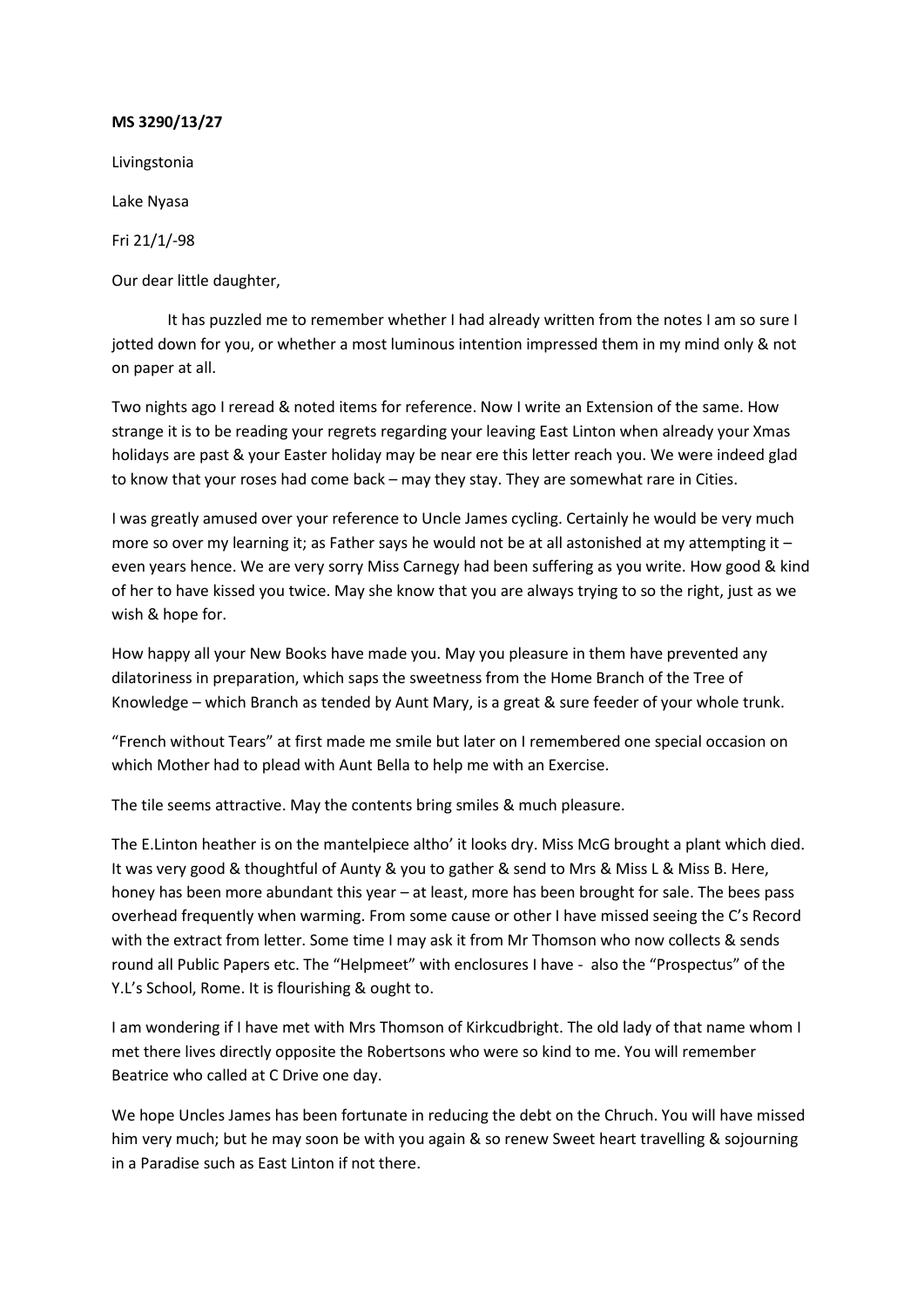**MS 3290/13/27**

Livingstonia

Lake Nyasa

Fri 21/1/-98

Our dear little daughter,

It has puzzled me to remember whether I had already written from the notes I am so sure I jotted down for you, or whether a most luminous intention impressed them in my mind only & not on paper at all.

Two nights ago I reread & noted items for reference. Now I write an Extension of the same. How strange it is to be reading your regrets regarding your leaving East Linton when already your Xmas holidays are past & your Easter holiday may be near ere this letter reach you. We were indeed glad to know that your roses had come back – may they stay. They are somewhat rare in Cities.

I was greatly amused over your reference to Uncle James cycling. Certainly he would be very much more so over my learning it; as Father says he would not be at all astonished at my attempting it – even years hence. We are very sorry Miss Carnegy had been suffering as you write. How good & kind of her to have kissed you twice. May she know that you are always trying to so the right, just as we wish & hope for.

How happy all your New Books have made you. May you pleasure in them have prevented any dilatoriness in preparation, which saps the sweetness from the Home Branch of the Tree of Knowledge – which Branch as tended by Aunt Mary, is a great & sure feeder of your whole trunk.

"French without Tears" at first made me smile but later on I remembered one special occasion on which Mother had to plead with Aunt Bella to help me with an Exercise.

The tile seems attractive. May the contents bring smiles & much pleasure.

The E.Linton heather is on the mantelpiece altho' it looks dry. Miss McG brought a plant which died. It was very good & thoughtful of Aunty & you to gather & send to Mrs & Miss L & Miss B. Here, honey has been more abundant this year – at least, more has been brought for sale. The bees pass overhead frequently when warming. From some cause or other I have missed seeing the C's Record with the extract from letter. Some time I may ask it from Mr Thomson who now collects & sends round all Public Papers etc. The "Helpmeet" with enclosures I have - also the "Prospectus" of the Y.L's School, Rome. It is flourishing & ought to.

I am wondering if I have met with Mrs Thomson of Kirkcudbright. The old lady of that name whom I met there lives directly opposite the Robertsons who were so kind to me. You will remember Beatrice who called at C Drive one day.

We hope Uncles James has been fortunate in reducing the debt on the Chruch. You will have missed him very much; but he may soon be with you again & so renew Sweet heart travelling & sojourning in a Paradise such as East Linton if not there.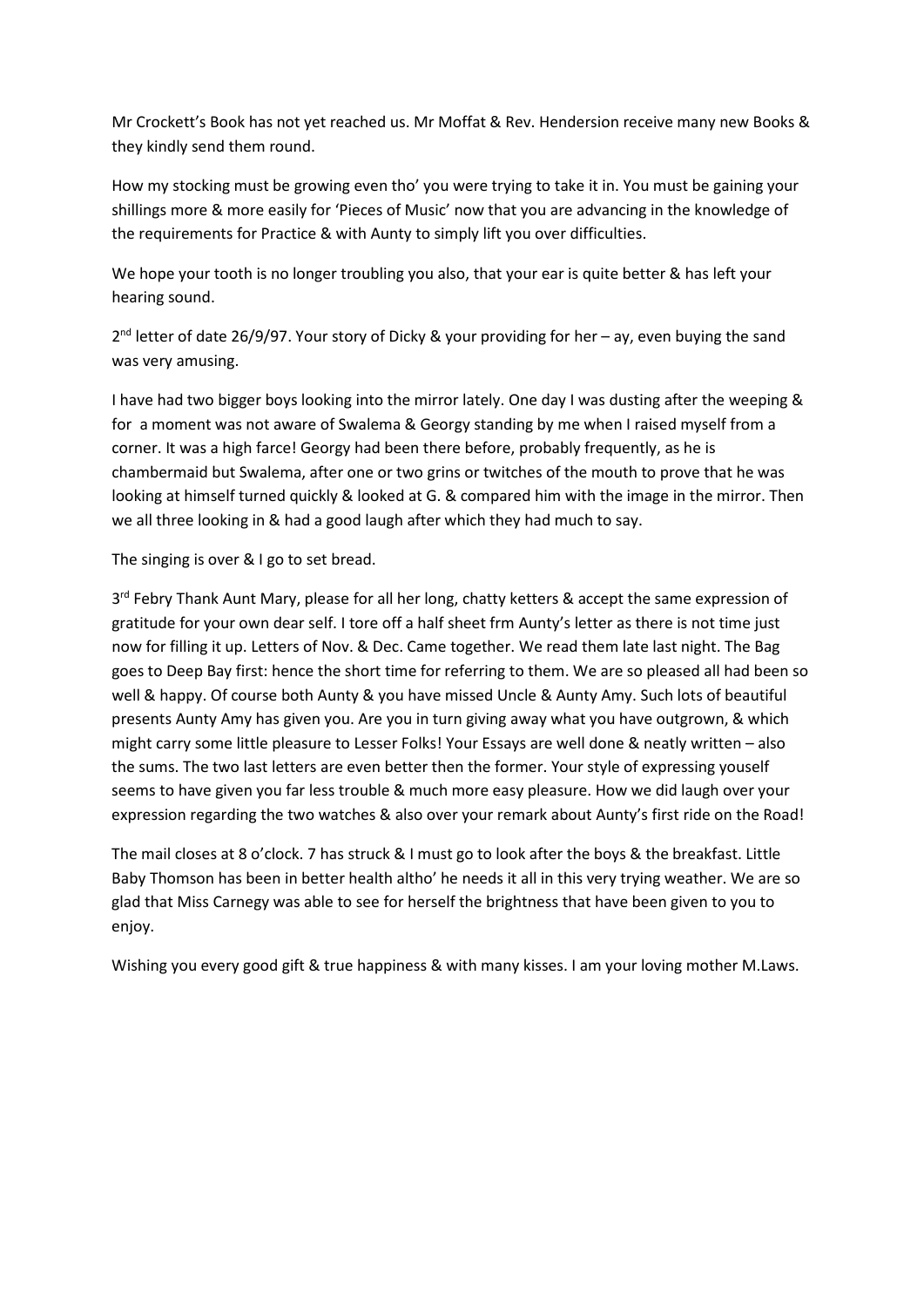Mr Crockett's Book has not yet reached us. Mr Moffat & Rev. Hendersion receive many new Books & they kindly send them round.

How my stocking must be growing even tho' you were trying to take it in. You must be gaining your shillings more & more easily for 'Pieces of Music' now that you are advancing in the knowledge of the requirements for Practice & with Aunty to simply lift you over difficulties.

We hope your tooth is no longer troubling you also, that your ear is quite better & has left your hearing sound.

2nd letter of date 26/9/97. Your story of Dicky & your providing for her – ay, even buying the sand was very amusing.

I have had two bigger boys looking into the mirror lately. One day I was dusting after the weeping & for a moment was not aware of Swalema & Georgy standing by me when I raised myself from a corner. It was a high farce! Georgy had been there before, probably frequently, as he is chambermaid but Swalema, after one or two grins or twitches of the mouth to prove that he was looking at himself turned quickly & looked at G. & compared him with the image in the mirror. Then we all three looking in & had a good laugh after which they had much to say.

The singing is over & I go to set bread.

3rd Febry Thank Aunt Mary, please for all her long, chatty ketters & accept the same expression of gratitude for your own dear self. I tore off a half sheet frm Aunty's letter as there is not time just now for filling it up. Letters of Nov. & Dec. Came together. We read them late last night. The Bag goes to Deep Bay first: hence the short time for referring to them. We are so pleased all had been so well & happy. Of course both Aunty & you have missed Uncle & Aunty Amy. Such lots of beautiful presents Aunty Amy has given you. Are you in turn giving away what you have outgrown, & which might carry some little pleasure to Lesser Folks! Your Essays are well done & neatly written – also the sums. The two last letters are even better then the former. Your style of expressing youself seems to have given you far less trouble & much more easy pleasure. How we did laugh over your expression regarding the two watches & also over your remark about Aunty's first ride on the Road!

The mail closes at 8 o'clock. 7 has struck & I must go to look after the boys & the breakfast. Little Baby Thomson has been in better health altho' he needs it all in this very trying weather. We are so glad that Miss Carnegy was able to see for herself the brightness that have been given to you to enjoy.

Wishing you every good gift & true happiness & with many kisses. I am your loving mother M.Laws.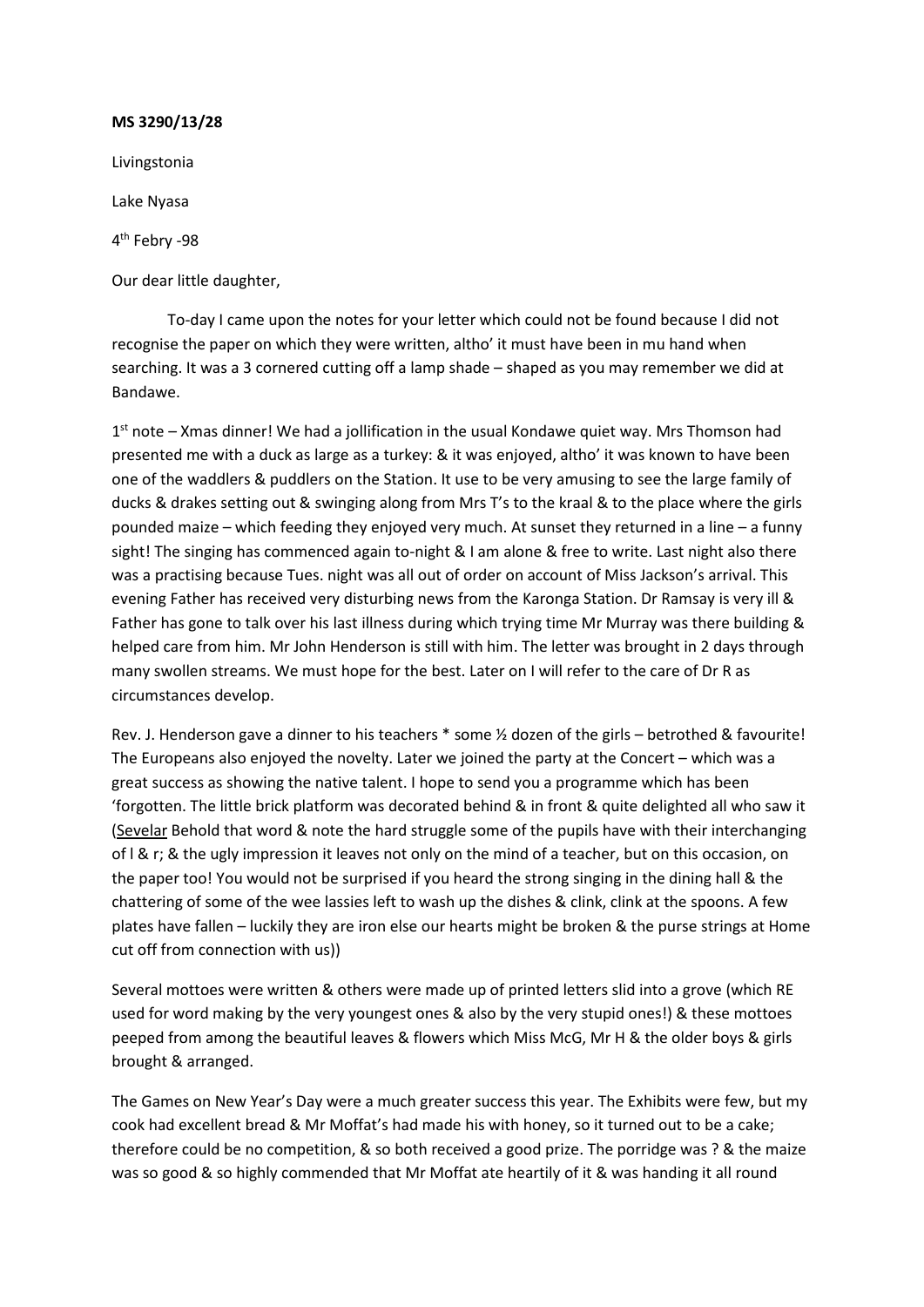**MS 3290/13/28**

Livingstonia

Lake Nyasa

4th Febry -98

Our dear little daughter,

To-day I came upon the notes for your letter which could not be found because I did not recognise the paper on which they were written, altho' it must have been in mu hand when searching. It was a 3 cornered cutting off a lamp shade – shaped as you may remember we did at Bandawe.

1st note – Xmas dinner! We had a jollification in the usual Kondawe quiet way. Mrs Thomson had presented me with a duck as large as a turkey: & it was enjoyed, altho' it was known to have been one of the waddlers & puddlers on the Station. It use to be very amusing to see the large family of ducks & drakes setting out & swinging along from Mrs T's to the kraal & to the place where the girls pounded maize – which feeding they enjoyed very much. At sunset they returned in a line – a funny sight! The singing has commenced again to-night & I am alone & free to write. Last night also there was a practising because Tues. night was all out of order on account of Miss Jackson's arrival. This evening Father has received very disturbing news from the Karonga Station. Dr Ramsay is very ill & Father has gone to talk over his last illness during which trying time Mr Murray was there building & helped care from him. Mr John Henderson is still with him. The letter was brought in 2 days through many swollen streams. We must hope for the best. Later on I will refer to the care of Dr R as circumstances develop.

Rev. J. Henderson gave a dinner to his teachers * some ½ dozen of the girls – betrothed & favourite! The Europeans also enjoyed the novelty. Later we joined the party at the Concert – which was a great success as showing the native talent. I hope to send you a programme which has been 'forgotten. The little brick platform was decorated behind & in front & quite delighted all who saw it (<u>Sevelar</u> Behold that word & note the hard struggle some of the pupils have with their interchanging of l & r; & the ugly impression it leaves not only on the mind of a teacher, but on this occasion, on the paper too! You would not be surprised if you heard the strong singing in the dining hall & the chattering of some of the wee lassies left to wash up the dishes & clink, clink at the spoons. A few plates have fallen – luckily they are iron else our hearts might be broken & the purse strings at Home cut off from connection with us))

Several mottoes were written & others were made up of printed letters slid into a grove (which RE used for word making by the very youngest ones & also by the very stupid ones!) & these mottoes peeped from among the beautiful leaves & flowers which Miss McG, Mr H & the older boys & girls brought & arranged.

The Games on New Year's Day were a much greater success this year. The Exhibits were few, but my cook had excellent bread & Mr Moffat's had made his with honey, so it turned out to be a cake; therefore could be no competition, & so both received a good prize. The porridge was ? & the maize was so good & so highly commended that Mr Moffat ate heartily of it & was handing it all round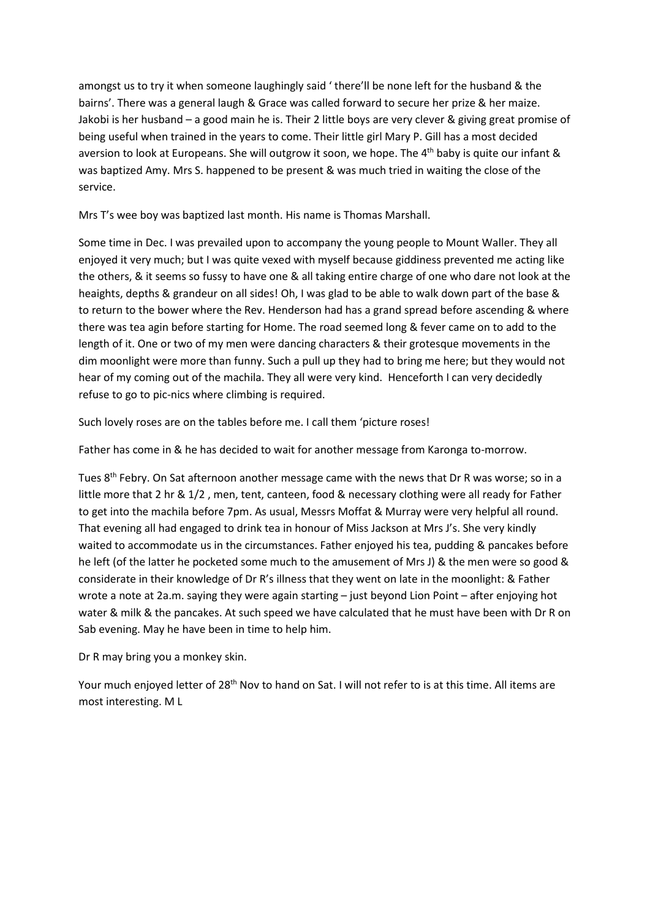amongst us to try it when someone laughingly said ' there'll be none left for the husband & the bairns'. There was a general laugh & Grace was called forward to secure her prize & her maize. Jakobi is her husband – a good main he is. Their 2 little boys are very clever & giving great promise of being useful when trained in the years to come. Their little girl Mary P. Gill has a most decided aversion to look at Europeans. She will outgrow it soon, we hope. The 4th baby is quite our infant & was baptized Amy. Mrs S. happened to be present & was much tried in waiting the close of the service.

Mrs T's wee boy was baptized last month. His name is Thomas Marshall.

Some time in Dec. I was prevailed upon to accompany the young people to Mount Waller. They all enjoyed it very much; but I was quite vexed with myself because giddiness prevented me acting like the others, & it seems so fussy to have one & all taking entire charge of one who dare not look at the heaights, depths & grandeur on all sides! Oh, I was glad to be able to walk down part of the base & to return to the bower where the Rev. Henderson had has a grand spread before ascending & where there was tea agin before starting for Home. The road seemed long & fever came on to add to the length of it. One or two of my men were dancing characters & their grotesque movements in the dim moonlight were more than funny. Such a pull up they had to bring me here; but they would not hear of my coming out of the machila. They all were very kind. Henceforth I can very decidedly refuse to go to pic-nics where climbing is required.

Such lovely roses are on the tables before me. I call them 'picture roses!

Father has come in & he has decided to wait for another message from Karonga to-morrow.

Tues 8th Febry. On Sat afternoon another message came with the news that Dr R was worse; so in a little more that 2 hr & 1/2 , men, tent, canteen, food & necessary clothing were all ready for Father to get into the machila before 7pm. As usual, Messrs Moffat & Murray were very helpful all round. That evening all had engaged to drink tea in honour of Miss Jackson at Mrs J's. She very kindly waited to accommodate us in the circumstances. Father enjoyed his tea, pudding & pancakes before he left (of the latter he pocketed some much to the amusement of Mrs J) & the men were so good & considerate in their knowledge of Dr R's illness that they went on late in the moonlight: & Father wrote a note at 2a.m. saying they were again starting – just beyond Lion Point – after enjoying hot water & milk & the pancakes. At such speed we have calculated that he must have been with Dr R on Sab evening. May he have been in time to help him.

Dr R may bring you a monkey skin.

Your much enjoyed letter of 28th Nov to hand on Sat. I will not refer to is at this time. All items are most interesting. M L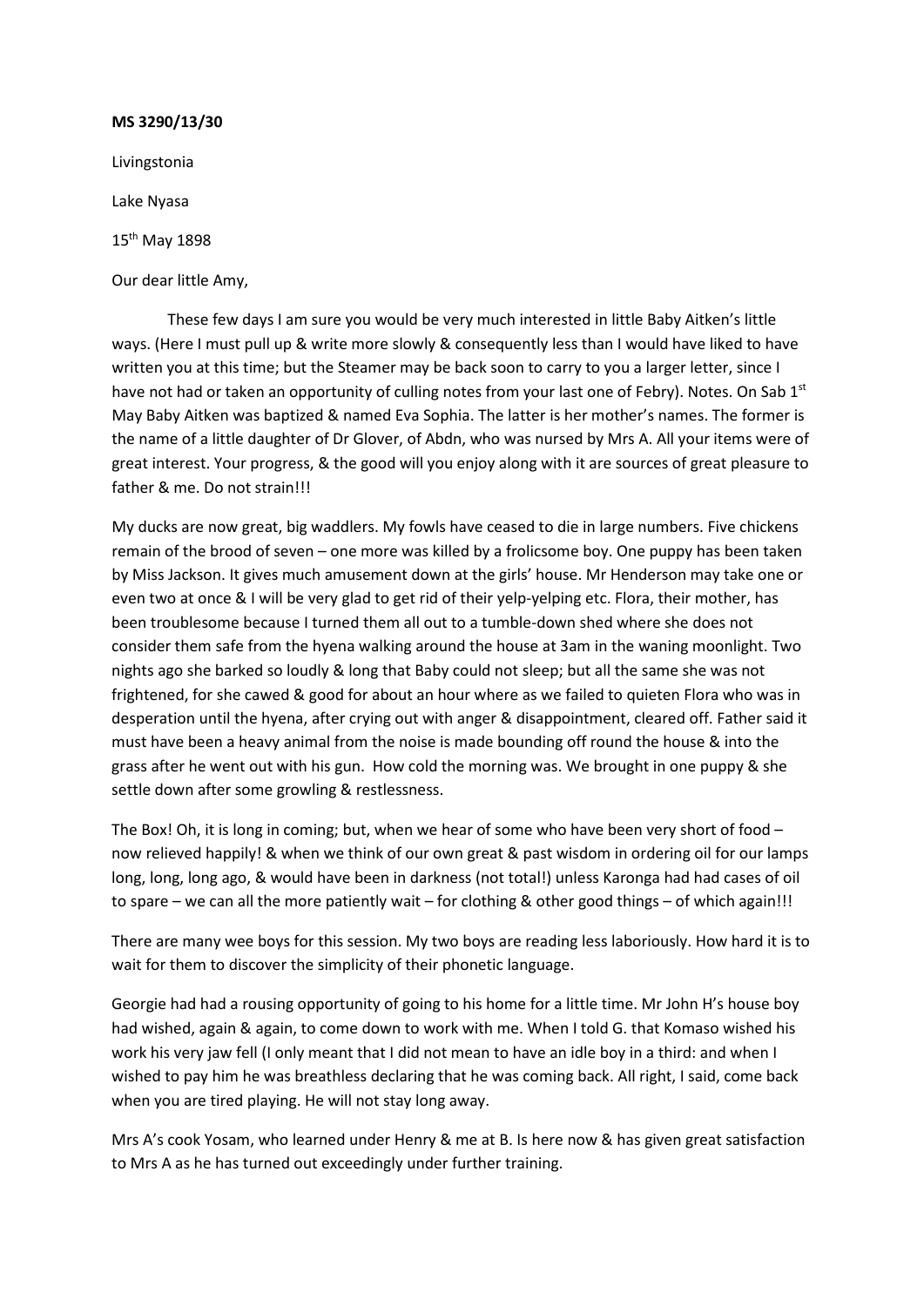**MS 3290/13/30**

Livingstonia

Lake Nyasa

15th May 1898

Our dear little Amy,

These few days I am sure you would be very much interested in little Baby Aitken's little ways. (Here I must pull up & write more slowly & consequently less than I would have liked to have written you at this time; but the Steamer may be back soon to carry to you a larger letter, since I have not had or taken an opportunity of culling notes from your last one of Febry). Notes. On Sab 1st May Baby Aitken was baptized & named Eva Sophia. The latter is her mother's names. The former is the name of a little daughter of Dr Glover, of Abdn, who was nursed by Mrs A. All your items were of great interest. Your progress, & the good will you enjoy along with it are sources of great pleasure to father & me. Do not strain!!!

My ducks are now great, big waddlers. My fowls have ceased to die in large numbers. Five chickens remain of the brood of seven – one more was killed by a frolicsome boy. One puppy has been taken by Miss Jackson. It gives much amusement down at the girls' house. Mr Henderson may take one or even two at once & I will be very glad to get rid of their yelp-yelping etc. Flora, their mother, has been troublesome because I turned them all out to a tumble-down shed where she does not consider them safe from the hyena walking around the house at 3am in the waning moonlight. Two nights ago she barked so loudly & long that Baby could not sleep; but all the same she was not frightened, for she cawed & good for about an hour where as we failed to quieten Flora who was in desperation until the hyena, after crying out with anger & disappointment, cleared off. Father said it must have been a heavy animal from the noise is made bounding off round the house & into the grass after he went out with his gun. How cold the morning was. We brought in one puppy & she settle down after some growling & restlessness.

The Box! Oh, it is long in coming; but, when we hear of some who have been very short of food – now relieved happily! & when we think of our own great & past wisdom in ordering oil for our lamps long, long, long ago, & would have been in darkness (not total!) unless Karonga had had cases of oil to spare – we can all the more patiently wait – for clothing & other good things – of which again!!!

There are many wee boys for this session. My two boys are reading less laboriously. How hard it is to wait for them to discover the simplicity of their phonetic language.

Georgie had had a rousing opportunity of going to his home for a little time. Mr John H's house boy had wished, again & again, to come down to work with me. When I told G. that Komaso wished his work his very jaw fell (I only meant that I did not mean to have an idle boy in a third: and when I wished to pay him he was breathless declaring that he was coming back. All right, I said, come back when you are tired playing. He will not stay long away.

Mrs A's cook Yosam, who learned under Henry & me at B. Is here now & has given great satisfaction to Mrs A as he has turned out exceedingly under further training.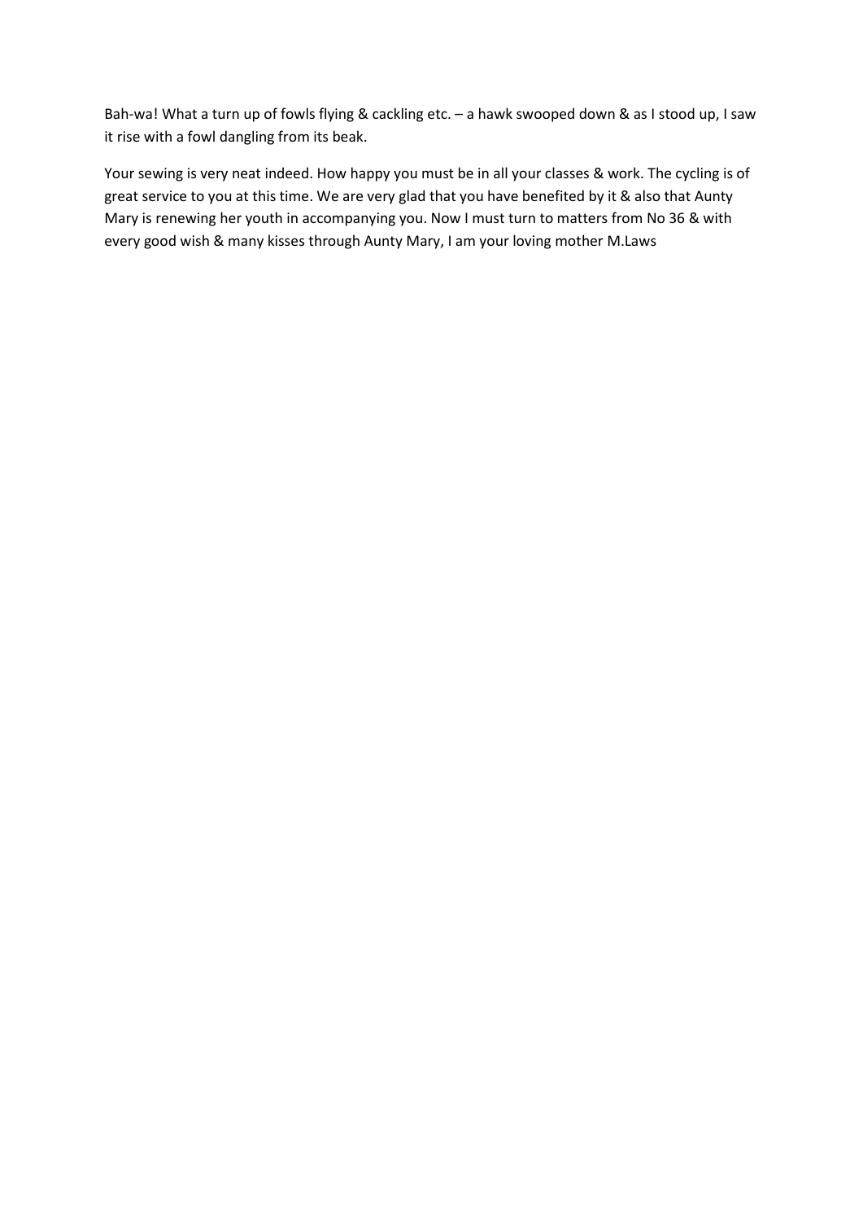Bah-wa! What a turn up of fowls flying & cackling etc. – a hawk swooped down & as I stood up, I saw it rise with a fowl dangling from its beak.

Your sewing is very neat indeed. How happy you must be in all your classes & work. The cycling is of great service to you at this time. We are very glad that you have benefited by it & also that Aunty Mary is renewing her youth in accompanying you. Now I must turn to matters from No 36 & with every good wish & many kisses through Aunty Mary, I am your loving mother M.Laws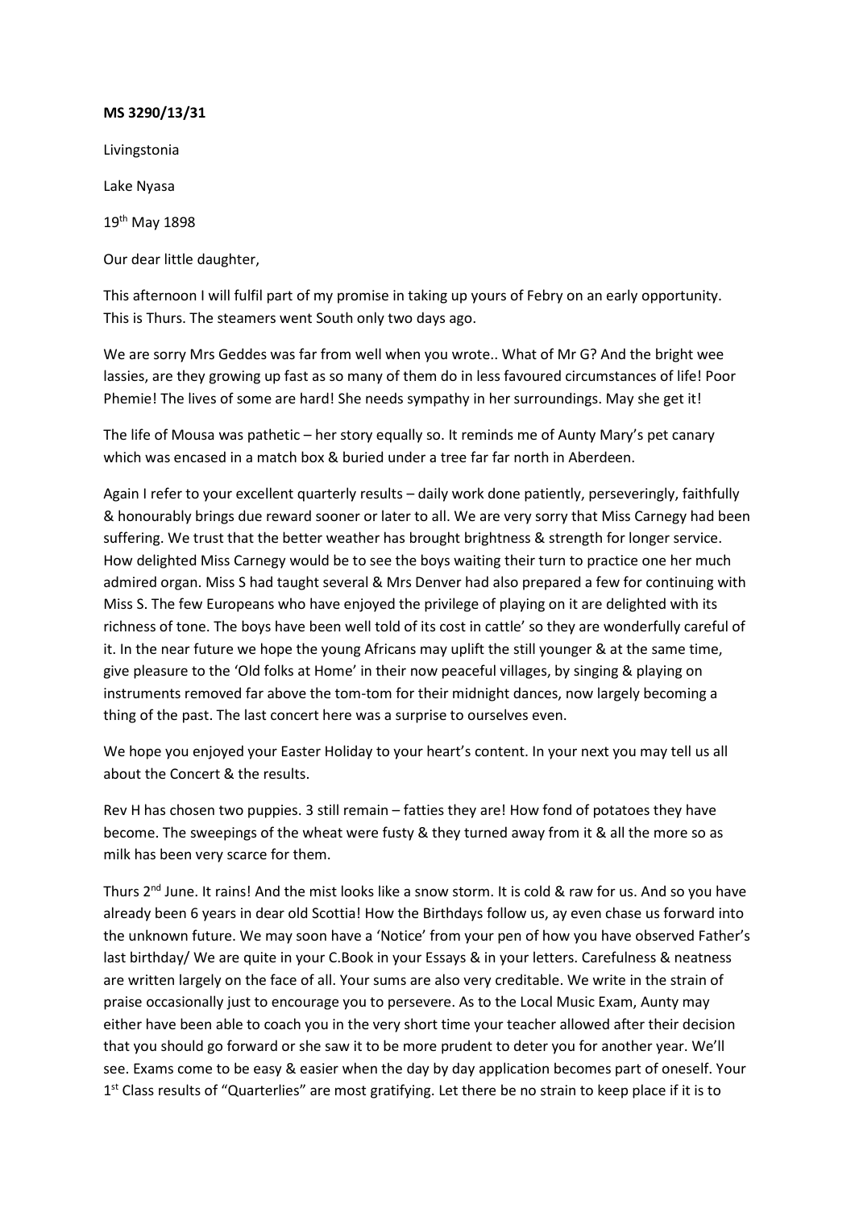**MS 3290/13/31**

Livingstonia

Lake Nyasa

19th May 1898

Our dear little daughter,

This afternoon I will fulfil part of my promise in taking up yours of Febry on an early opportunity. This is Thurs. The steamers went South only two days ago.

We are sorry Mrs Geddes was far from well when you wrote.. What of Mr G? And the bright wee lassies, are they growing up fast as so many of them do in less favoured circumstances of life! Poor Phemie! The lives of some are hard! She needs sympathy in her surroundings. May she get it!

The life of Mousa was pathetic – her story equally so. It reminds me of Aunty Mary's pet canary which was encased in a match box & buried under a tree far far north in Aberdeen.

Again I refer to your excellent quarterly results – daily work done patiently, perseveringly, faithfully & honourably brings due reward sooner or later to all. We are very sorry that Miss Carnegy had been suffering. We trust that the better weather has brought brightness & strength for longer service. How delighted Miss Carnegy would be to see the boys waiting their turn to practice one her much admired organ. Miss S had taught several & Mrs Denver had also prepared a few for continuing with Miss S. The few Europeans who have enjoyed the privilege of playing on it are delighted with its richness of tone. The boys have been well told of its cost in cattle' so they are wonderfully careful of it. In the near future we hope the young Africans may uplift the still younger & at the same time, give pleasure to the 'Old folks at Home' in their now peaceful villages, by singing & playing on instruments removed far above the tom-tom for their midnight dances, now largely becoming a thing of the past. The last concert here was a surprise to ourselves even.

We hope you enjoyed your Easter Holiday to your heart's content. In your next you may tell us all about the Concert & the results.

Rev H has chosen two puppies. 3 still remain – fatties they are! How fond of potatoes they have become. The sweepings of the wheat were fusty & they turned away from it & all the more so as milk has been very scarce for them.

Thurs 2nd June. It rains! And the mist looks like a snow storm. It is cold & raw for us. And so you have already been 6 years in dear old Scottia! How the Birthdays follow us, ay even chase us forward into the unknown future. We may soon have a 'Notice' from your pen of how you have observed Father's last birthday/ We are quite in your C.Book in your Essays & in your letters. Carefulness & neatness are written largely on the face of all. Your sums are also very creditable. We write in the strain of praise occasionally just to encourage you to persevere. As to the Local Music Exam, Aunty may either have been able to coach you in the very short time your teacher allowed after their decision that you should go forward or she saw it to be more prudent to deter you for another year. We'll see. Exams come to be easy & easier when the day by day application becomes part of oneself. Your 1st Class results of "Quarterlies" are most gratifying. Let there be no strain to keep place if it is to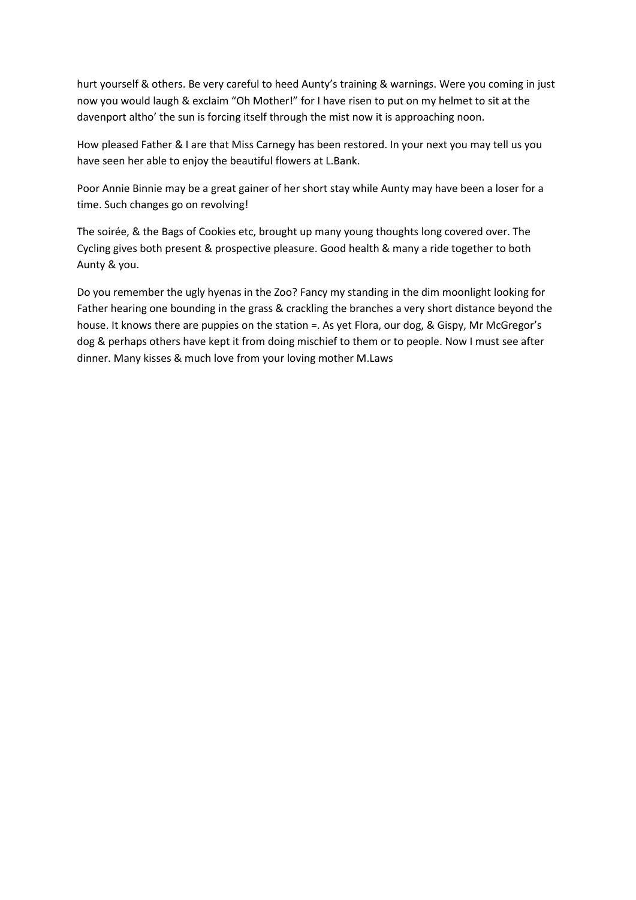hurt yourself & others. Be very careful to heed Aunty's training & warnings. Were you coming in just now you would laugh & exclaim "Oh Mother!" for I have risen to put on my helmet to sit at the davenport altho' the sun is forcing itself through the mist now it is approaching noon.

How pleased Father & I are that Miss Carnegy has been restored. In your next you may tell us you have seen her able to enjoy the beautiful flowers at L.Bank.

Poor Annie Binnie may be a great gainer of her short stay while Aunty may have been a loser for a time. Such changes go on revolving!

The soirée, & the Bags of Cookies etc, brought up many young thoughts long covered over. The Cycling gives both present & prospective pleasure. Good health & many a ride together to both Aunty & you.

Do you remember the ugly hyenas in the Zoo? Fancy my standing in the dim moonlight looking for Father hearing one bounding in the grass & crackling the branches a very short distance beyond the house. It knows there are puppies on the station =. As yet Flora, our dog, & Gispy, Mr McGregor's dog & perhaps others have kept it from doing mischief to them or to people. Now I must see after dinner. Many kisses & much love from your loving mother M.Laws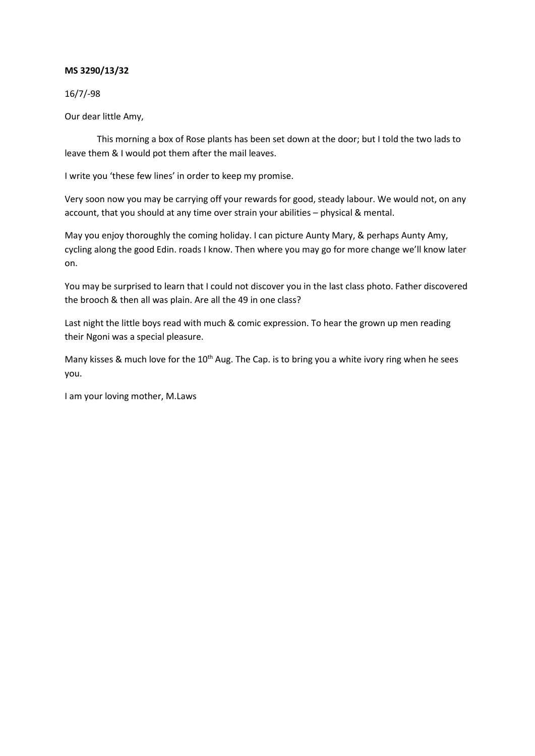**MS 3290/13/32**

16/7/-98

Our dear little Amy,

This morning a box of Rose plants has been set down at the door; but I told the two lads to leave them & I would pot them after the mail leaves.

I write you 'these few lines' in order to keep my promise.

Very soon now you may be carrying off your rewards for good, steady labour. We would not, on any account, that you should at any time over strain your abilities – physical & mental.

May you enjoy thoroughly the coming holiday. I can picture Aunty Mary, & perhaps Aunty Amy, cycling along the good Edin. roads I know. Then where you may go for more change we'll know later on.

You may be surprised to learn that I could not discover you in the last class photo. Father discovered the brooch & then all was plain. Are all the 49 in one class?

Last night the little boys read with much & comic expression. To hear the grown up men reading their Ngoni was a special pleasure.

Many kisses & much love for the 10th Aug. The Cap. is to bring you a white ivory ring when he sees you.

I am your loving mother, M.Laws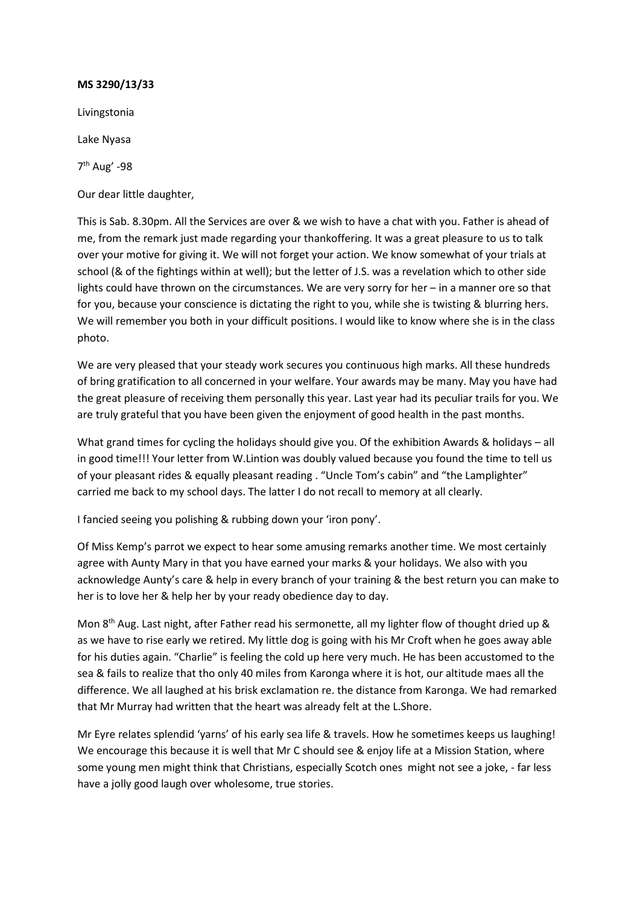**MS 3290/13/33**

Livingstonia

Lake Nyasa

7th Aug' -98

Our dear little daughter,

This is Sab. 8.30pm. All the Services are over & we wish to have a chat with you. Father is ahead of me, from the remark just made regarding your thankoffering. It was a great pleasure to us to talk over your motive for giving it. We will not forget your action. We know somewhat of your trials at school (& of the fightings within at well); but the letter of J.S. was a revelation which to other side lights could have thrown on the circumstances. We are very sorry for her – in a manner ore so that for you, because your conscience is dictating the right to you, while she is twisting & blurring hers. We will remember you both in your difficult positions. I would like to know where she is in the class photo.

We are very pleased that your steady work secures you continuous high marks. All these hundreds of bring gratification to all concerned in your welfare. Your awards may be many. May you have had the great pleasure of receiving them personally this year. Last year had its peculiar trails for you. We are truly grateful that you have been given the enjoyment of good health in the past months.

What grand times for cycling the holidays should give you. Of the exhibition Awards & holidays – all in good time!!! Your letter from W.Lintion was doubly valued because you found the time to tell us of your pleasant rides & equally pleasant reading . "Uncle Tom's cabin" and "the Lamplighter" carried me back to my school days. The latter I do not recall to memory at all clearly.

I fancied seeing you polishing & rubbing down your 'iron pony'.

Of Miss Kemp's parrot we expect to hear some amusing remarks another time. We most certainly agree with Aunty Mary in that you have earned your marks & your holidays. We also with you acknowledge Aunty's care & help in every branch of your training & the best return you can make to her is to love her & help her by your ready obedience day to day.

Mon 8th Aug. Last night, after Father read his sermonette, all my lighter flow of thought dried up & as we have to rise early we retired. My little dog is going with his Mr Croft when he goes away able for his duties again. "Charlie" is feeling the cold up here very much. He has been accustomed to the sea & fails to realize that tho only 40 miles from Karonga where it is hot, our altitude maes all the difference. We all laughed at his brisk exclamation re. the distance from Karonga. We had remarked that Mr Murray had written that the heart was already felt at the L.Shore.

Mr Eyre relates splendid 'yarns' of his early sea life & travels. How he sometimes keeps us laughing! We encourage this because it is well that Mr C should see & enjoy life at a Mission Station, where some young men might think that Christians, especially Scotch ones might not see a joke, - far less have a jolly good laugh over wholesome, true stories.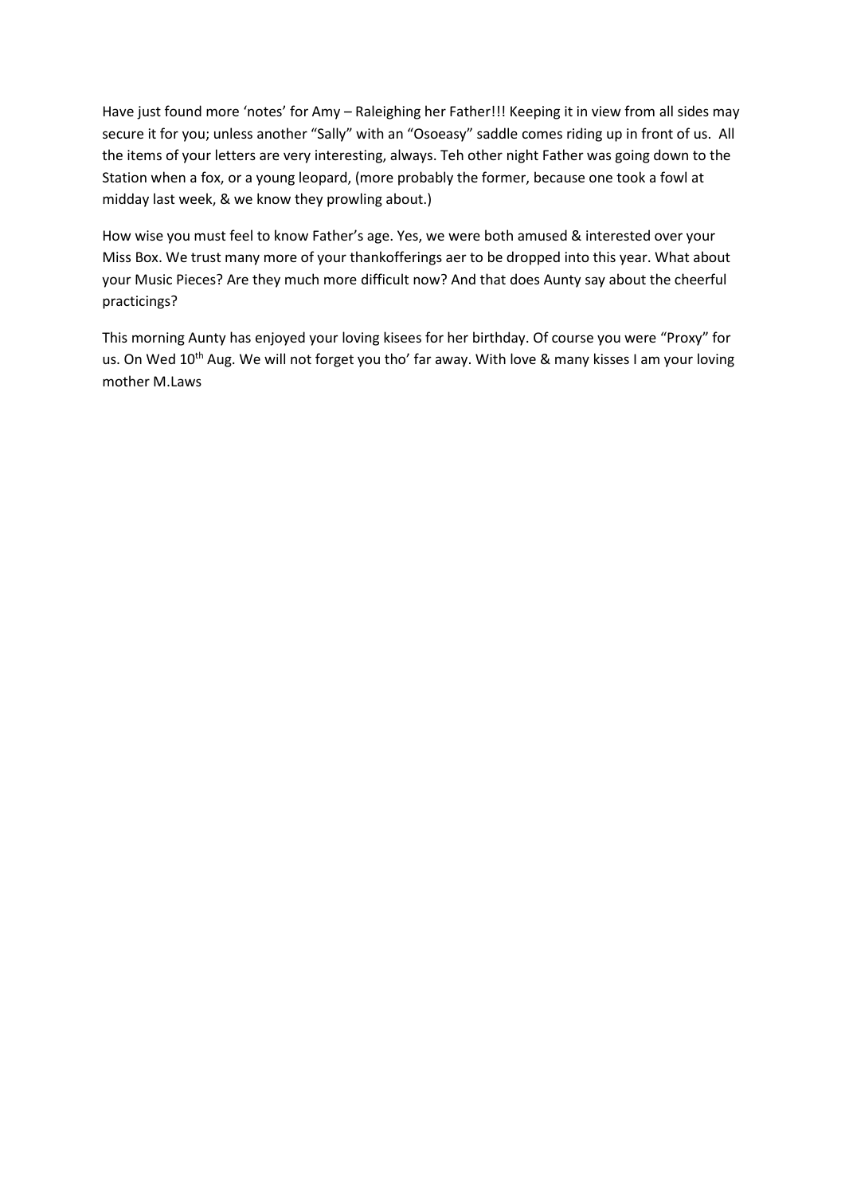Have just found more 'notes' for Amy – Raleighing her Father!!! Keeping it in view from all sides may secure it for you; unless another "Sally" with an "Osoeasy" saddle comes riding up in front of us. All the items of your letters are very interesting, always. Teh other night Father was going down to the Station when a fox, or a young leopard, (more probably the former, because one took a fowl at midday last week, & we know they prowling about.)

How wise you must feel to know Father's age. Yes, we were both amused & interested over your Miss Box. We trust many more of your thankofferings aer to be dropped into this year. What about your Music Pieces? Are they much more difficult now? And that does Aunty say about the cheerful practicings?

This morning Aunty has enjoyed your loving kisees for her birthday. Of course you were "Proxy" for us. On Wed 10th Aug. We will not forget you tho' far away. With love & many kisses I am your loving mother M.Laws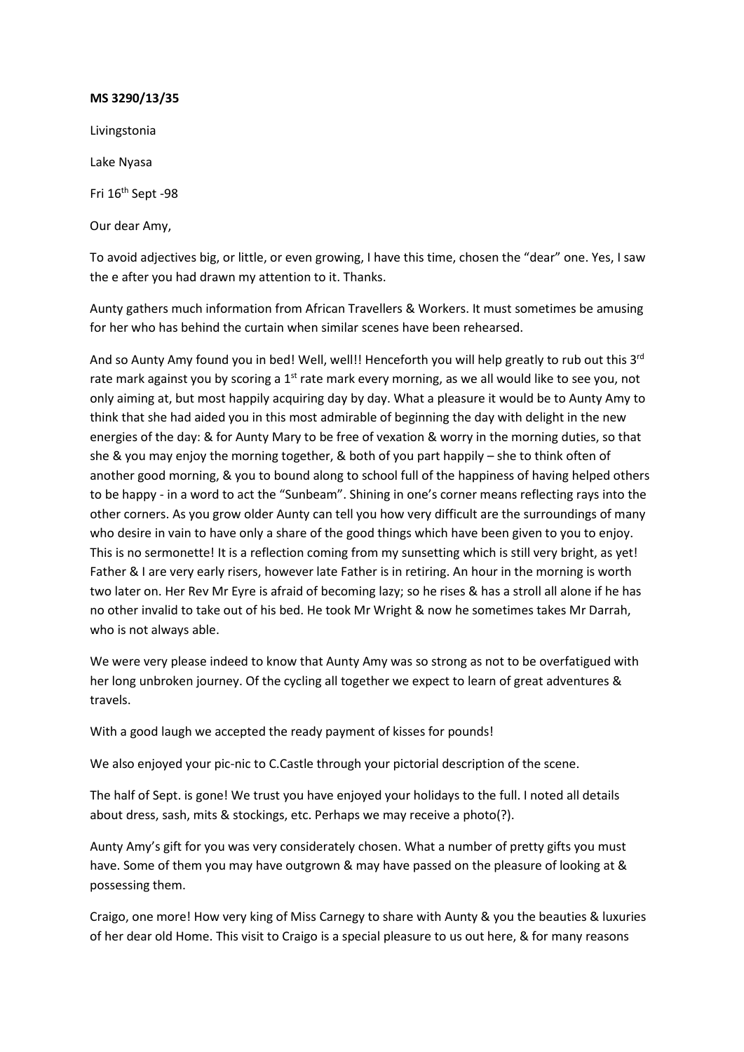**MS 3290/13/35**

Livingstonia

Lake Nyasa

Fri 16th Sept -98

Our dear Amy,

To avoid adjectives big, or little, or even growing, I have this time, chosen the "dear" one. Yes, I saw the e after you had drawn my attention to it. Thanks.

Aunty gathers much information from African Travellers & Workers. It must sometimes be amusing for her who has behind the curtain when similar scenes have been rehearsed.

And so Aunty Amy found you in bed! Well, well!! Henceforth you will help greatly to rub out this 3rd rate mark against you by scoring a 1st rate mark every morning, as we all would like to see you, not only aiming at, but most happily acquiring day by day. What a pleasure it would be to Aunty Amy to think that she had aided you in this most admirable of beginning the day with delight in the new energies of the day: & for Aunty Mary to be free of vexation & worry in the morning duties, so that she & you may enjoy the morning together, & both of you part happily – she to think often of another good morning, & you to bound along to school full of the happiness of having helped others to be happy - in a word to act the "Sunbeam". Shining in one's corner means reflecting rays into the other corners. As you grow older Aunty can tell you how very difficult are the surroundings of many who desire in vain to have only a share of the good things which have been given to you to enjoy. This is no sermonette! It is a reflection coming from my sunsetting which is still very bright, as yet! Father & I are very early risers, however late Father is in retiring. An hour in the morning is worth two later on. Her Rev Mr Eyre is afraid of becoming lazy; so he rises & has a stroll all alone if he has no other invalid to take out of his bed. He took Mr Wright & now he sometimes takes Mr Darrah, who is not always able.

We were very please indeed to know that Aunty Amy was so strong as not to be overfatigued with her long unbroken journey. Of the cycling all together we expect to learn of great adventures & travels.

With a good laugh we accepted the ready payment of kisses for pounds!

We also enjoyed your pic-nic to C.Castle through your pictorial description of the scene.

The half of Sept. is gone! We trust you have enjoyed your holidays to the full. I noted all details about dress, sash, mits & stockings, etc. Perhaps we may receive a photo(?).

Aunty Amy's gift for you was very considerately chosen. What a number of pretty gifts you must have. Some of them you may have outgrown & may have passed on the pleasure of looking at & possessing them.

Craigo, one more! How very king of Miss Carnegy to share with Aunty & you the beauties & luxuries of her dear old Home. This visit to Craigo is a special pleasure to us out here, & for many reasons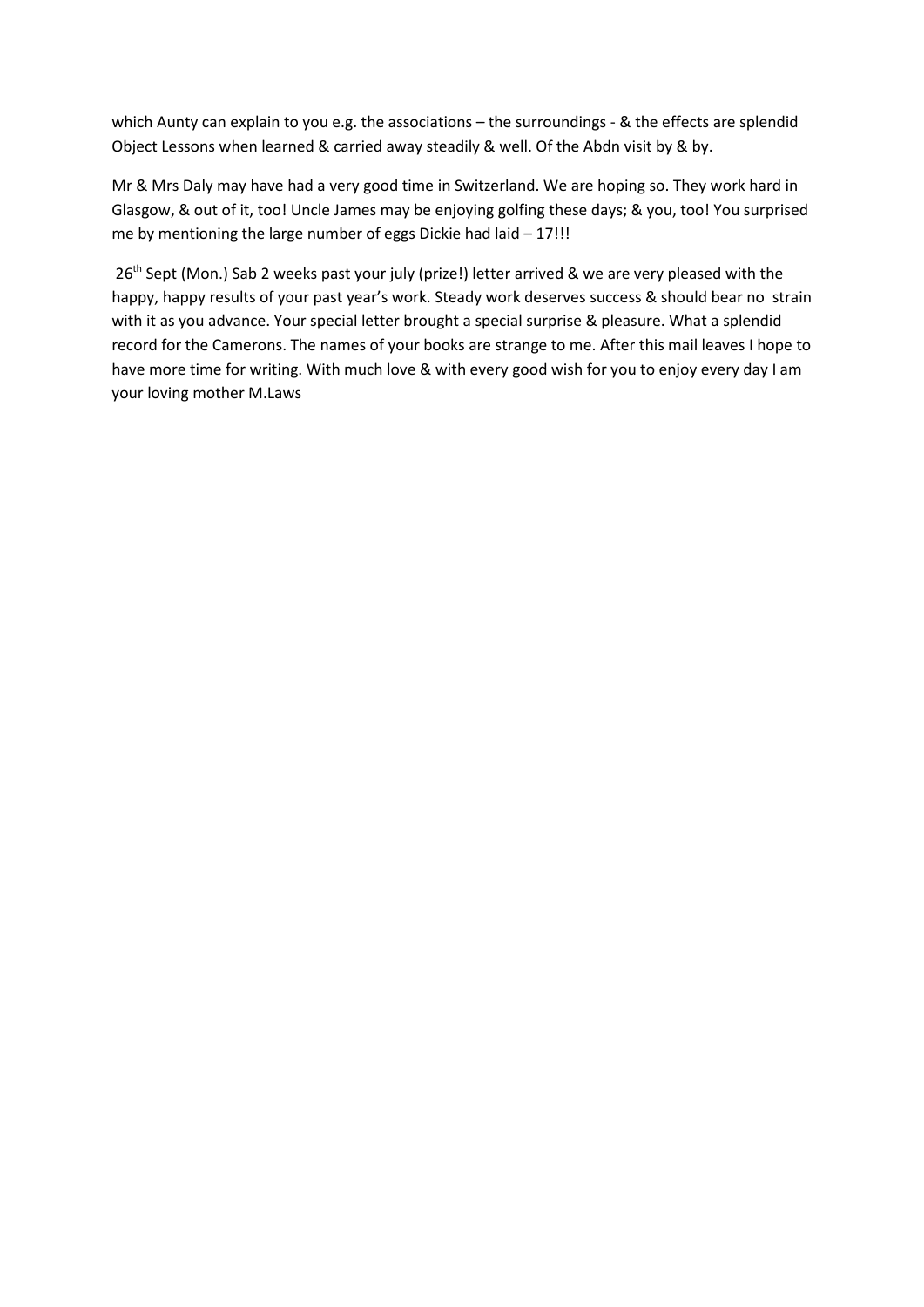which Aunty can explain to you e.g. the associations – the surroundings - & the effects are splendid Object Lessons when learned & carried away steadily & well. Of the Abdn visit by & by.

Mr & Mrs Daly may have had a very good time in Switzerland. We are hoping so. They work hard in Glasgow, & out of it, too! Uncle James may be enjoying golfing these days; & you, too! You surprised me by mentioning the large number of eggs Dickie had laid – 17!!!

26th Sept (Mon.) Sab 2 weeks past your july (prize!) letter arrived & we are very pleased with the happy, happy results of your past year's work. Steady work deserves success & should bear no strain with it as you advance. Your special letter brought a special surprise & pleasure. What a splendid record for the Camerons. The names of your books are strange to me. After this mail leaves I hope to have more time for writing. With much love & with every good wish for you to enjoy every day I am your loving mother M.Laws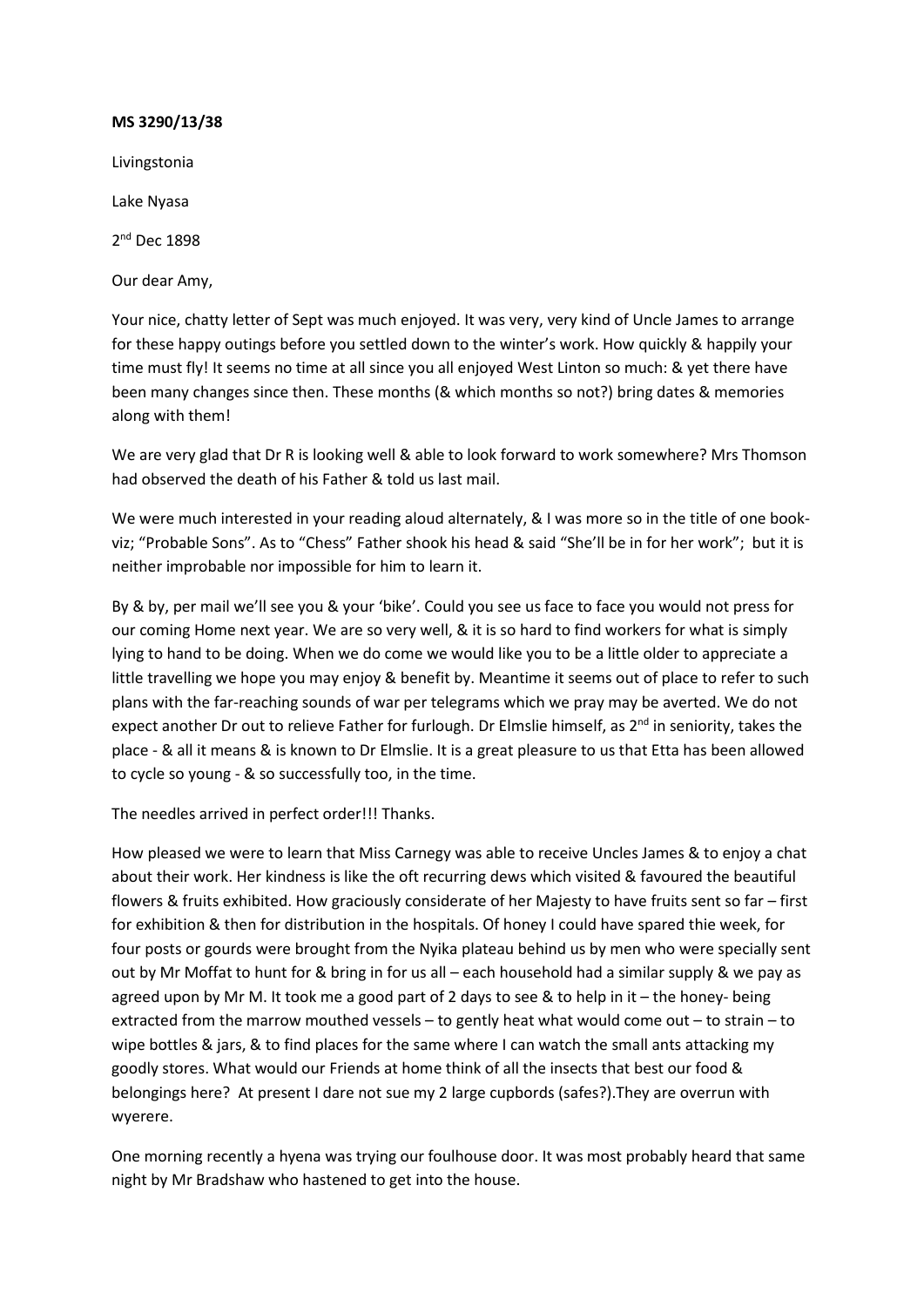**MS 3290/13/38**

Livingstonia

Lake Nyasa

2nd Dec 1898

Our dear Amy,

Your nice, chatty letter of Sept was much enjoyed. It was very, very kind of Uncle James to arrange for these happy outings before you settled down to the winter's work. How quickly & happily your time must fly! It seems no time at all since you all enjoyed West Linton so much: & yet there have been many changes since then. These months (& which months so not?) bring dates & memories along with them!

We are very glad that Dr R is looking well & able to look forward to work somewhere? Mrs Thomson had observed the death of his Father & told us last mail.

We were much interested in your reading aloud alternately, & I was more so in the title of one book- viz; "Probable Sons". As to "Chess" Father shook his head & said "She'll be in for her work"; but it is neither improbable nor impossible for him to learn it.

By & by, per mail we'll see you & your 'bike'. Could you see us face to face you would not press for our coming Home next year. We are so very well, & it is so hard to find workers for what is simply lying to hand to be doing. When we do come we would like you to be a little older to appreciate a little travelling we hope you may enjoy & benefit by. Meantime it seems out of place to refer to such plans with the far-reaching sounds of war per telegrams which we pray may be averted. We do not expect another Dr out to relieve Father for furlough. Dr Elmslie himself, as 2nd in seniority, takes the place - & all it means & is known to Dr Elmslie. It is a great pleasure to us that Etta has been allowed to cycle so young - & so successfully too, in the time.

The needles arrived in perfect order!!! Thanks.

How pleased we were to learn that Miss Carnegy was able to receive Uncles James & to enjoy a chat about their work. Her kindness is like the oft recurring dews which visited & favoured the beautiful flowers & fruits exhibited. How graciously considerate of her Majesty to have fruits sent so far – first for exhibition & then for distribution in the hospitals. Of honey I could have spared thie week, for four posts or gourds were brought from the Nyika plateau behind us by men who were specially sent out by Mr Moffat to hunt for & bring in for us all – each household had a similar supply & we pay as agreed upon by Mr M. It took me a good part of 2 days to see & to help in it – the honey- being extracted from the marrow mouthed vessels – to gently heat what would come out – to strain – to wipe bottles & jars, & to find places for the same where I can watch the small ants attacking my goodly stores. What would our Friends at home think of all the insects that best our food & belongings here? At present I dare not sue my 2 large cupbords (safes?).They are overrun with wyerere.

One morning recently a hyena was trying our foulhouse door. It was most probably heard that same night by Mr Bradshaw who hastened to get into the house.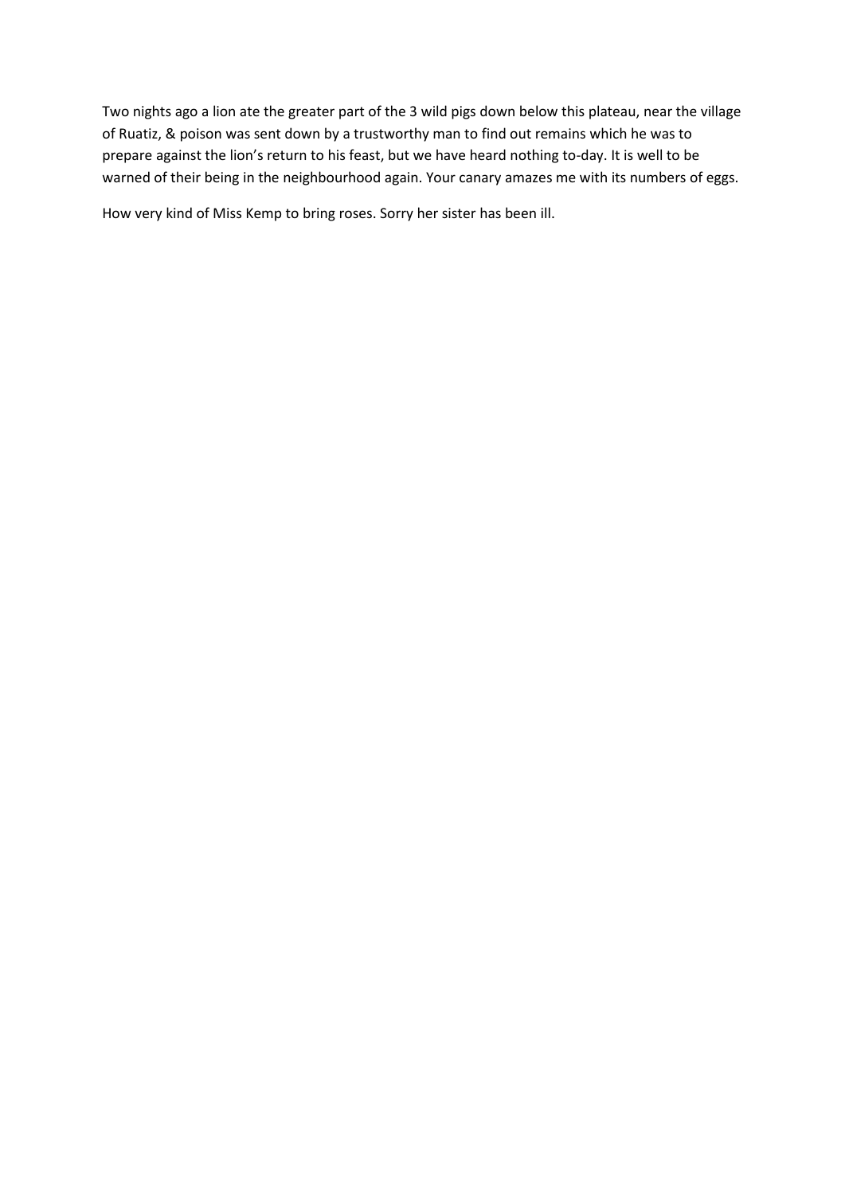Two nights ago a lion ate the greater part of the 3 wild pigs down below this plateau, near the village of Ruatiz, & poison was sent down by a trustworthy man to find out remains which he was to prepare against the lion's return to his feast, but we have heard nothing to-day. It is well to be warned of their being in the neighbourhood again. Your canary amazes me with its numbers of eggs.

How very kind of Miss Kemp to bring roses. Sorry her sister has been ill.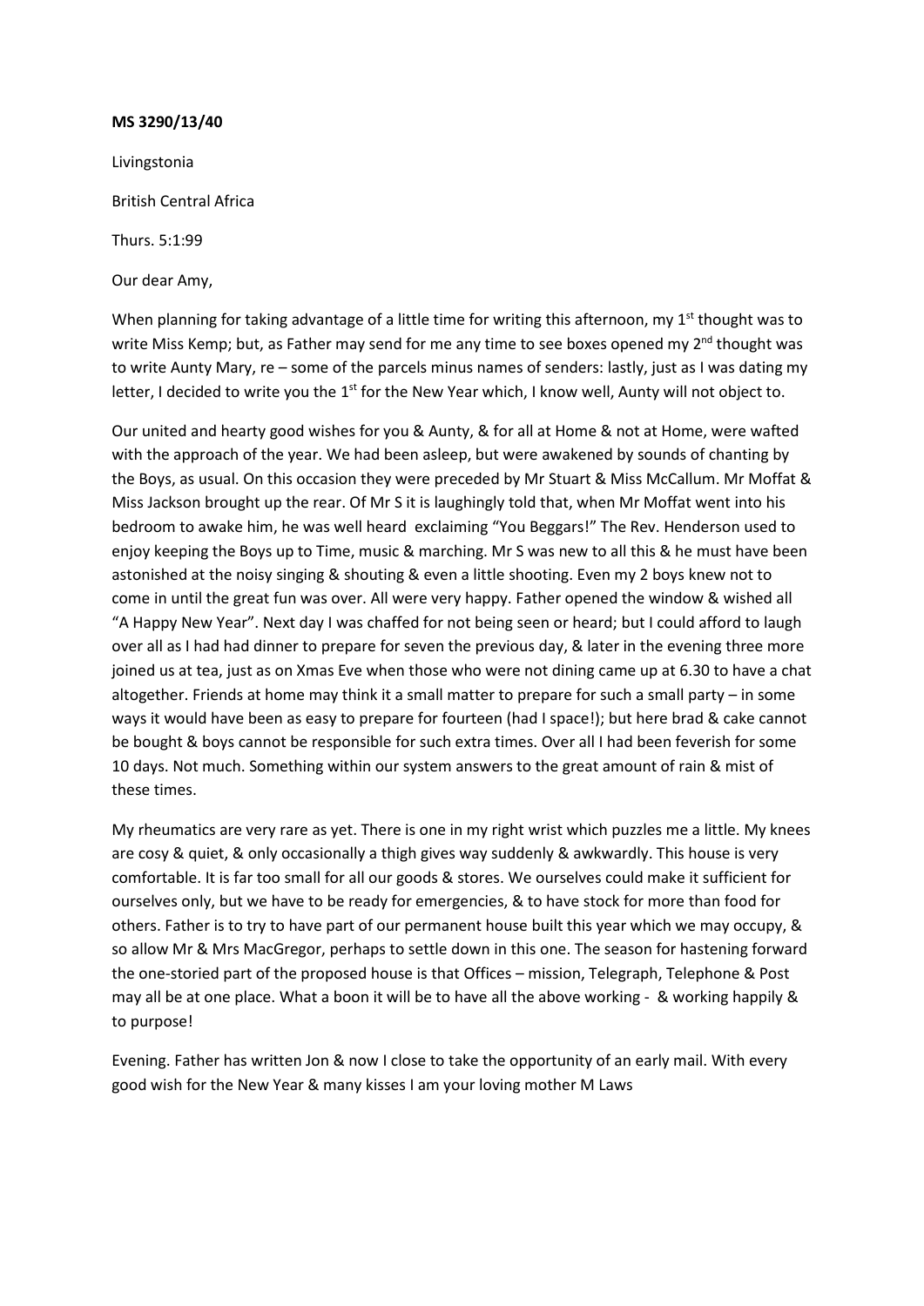**MS 3290/13/40**

Livingstonia

British Central Africa

Thurs. 5:1:99

Our dear Amy,

When planning for taking advantage of a little time for writing this afternoon, my 1st thought was to write Miss Kemp; but, as Father may send for me any time to see boxes opened my 2nd thought was to write Aunty Mary, re – some of the parcels minus names of senders: lastly, just as I was dating my letter, I decided to write you the 1st for the New Year which, I know well, Aunty will not object to.

Our united and hearty good wishes for you & Aunty, & for all at Home & not at Home, were wafted with the approach of the year. We had been asleep, but were awakened by sounds of chanting by the Boys, as usual. On this occasion they were preceded by Mr Stuart & Miss McCallum. Mr Moffat & Miss Jackson brought up the rear. Of Mr S it is laughingly told that, when Mr Moffat went into his bedroom to awake him, he was well heard exclaiming "You Beggars!" The Rev. Henderson used to enjoy keeping the Boys up to Time, music & marching. Mr S was new to all this & he must have been astonished at the noisy singing & shouting & even a little shooting. Even my 2 boys knew not to come in until the great fun was over. All were very happy. Father opened the window & wished all "A Happy New Year". Next day I was chaffed for not being seen or heard; but I could afford to laugh over all as I had had dinner to prepare for seven the previous day, & later in the evening three more joined us at tea, just as on Xmas Eve when those who were not dining came up at 6.30 to have a chat altogether. Friends at home may think it a small matter to prepare for such a small party – in some ways it would have been as easy to prepare for fourteen (had I space!); but here brad & cake cannot be bought & boys cannot be responsible for such extra times. Over all I had been feverish for some 10 days. Not much. Something within our system answers to the great amount of rain & mist of these times.

My rheumatics are very rare as yet. There is one in my right wrist which puzzles me a little. My knees are cosy & quiet, & only occasionally a thigh gives way suddenly & awkwardly. This house is very comfortable. It is far too small for all our goods & stores. We ourselves could make it sufficient for ourselves only, but we have to be ready for emergencies, & to have stock for more than food for others. Father is to try to have part of our permanent house built this year which we may occupy, & so allow Mr & Mrs MacGregor, perhaps to settle down in this one. The season for hastening forward the one-storied part of the proposed house is that Offices – mission, Telegraph, Telephone & Post may all be at one place. What a boon it will be to have all the above working - & working happily & to purpose!

Evening. Father has written Jon & now I close to take the opportunity of an early mail. With every good wish for the New Year & many kisses I am your loving mother M Laws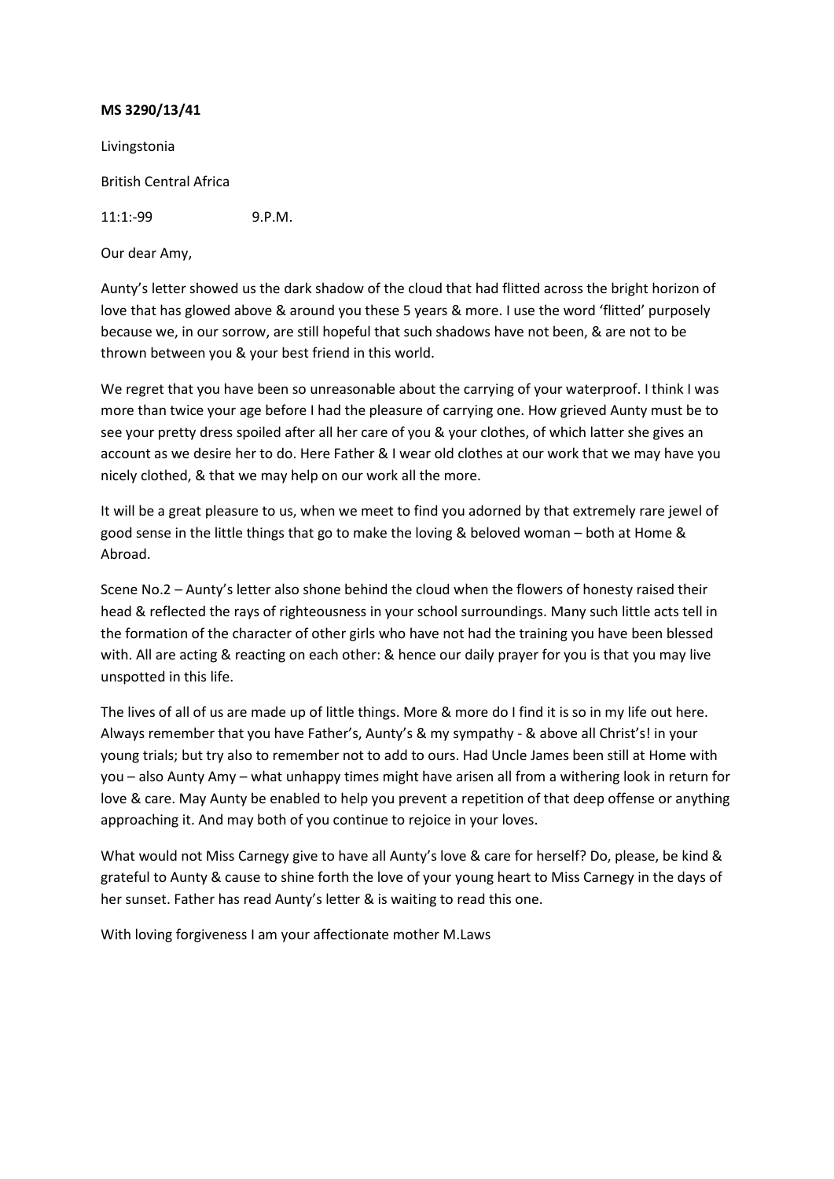**MS 3290/13/41**

Livingstonia

British Central Africa

11:1:-99 9.P.M.

Our dear Amy,

Aunty's letter showed us the dark shadow of the cloud that had flitted across the bright horizon of love that has glowed above & around you these 5 years & more. I use the word 'flitted' purposely because we, in our sorrow, are still hopeful that such shadows have not been, & are not to be thrown between you & your best friend in this world.

We regret that you have been so unreasonable about the carrying of your waterproof. I think I was more than twice your age before I had the pleasure of carrying one. How grieved Aunty must be to see your pretty dress spoiled after all her care of you & your clothes, of which latter she gives an account as we desire her to do. Here Father & I wear old clothes at our work that we may have you nicely clothed, & that we may help on our work all the more.

It will be a great pleasure to us, when we meet to find you adorned by that extremely rare jewel of good sense in the little things that go to make the loving & beloved woman – both at Home & Abroad.

Scene No.2 – Aunty's letter also shone behind the cloud when the flowers of honesty raised their head & reflected the rays of righteousness in your school surroundings. Many such little acts tell in the formation of the character of other girls who have not had the training you have been blessed with. All are acting & reacting on each other: & hence our daily prayer for you is that you may live unspotted in this life.

The lives of all of us are made up of little things. More & more do I find it is so in my life out here. Always remember that you have Father's, Aunty's & my sympathy - & above all Christ's! in your young trials; but try also to remember not to add to ours. Had Uncle James been still at Home with you – also Aunty Amy – what unhappy times might have arisen all from a withering look in return for love & care. May Aunty be enabled to help you prevent a repetition of that deep offense or anything approaching it. And may both of you continue to rejoice in your loves.

What would not Miss Carnegy give to have all Aunty's love & care for herself? Do, please, be kind & grateful to Aunty & cause to shine forth the love of your young heart to Miss Carnegy in the days of her sunset. Father has read Aunty's letter & is waiting to read this one.

With loving forgiveness I am your affectionate mother M.Laws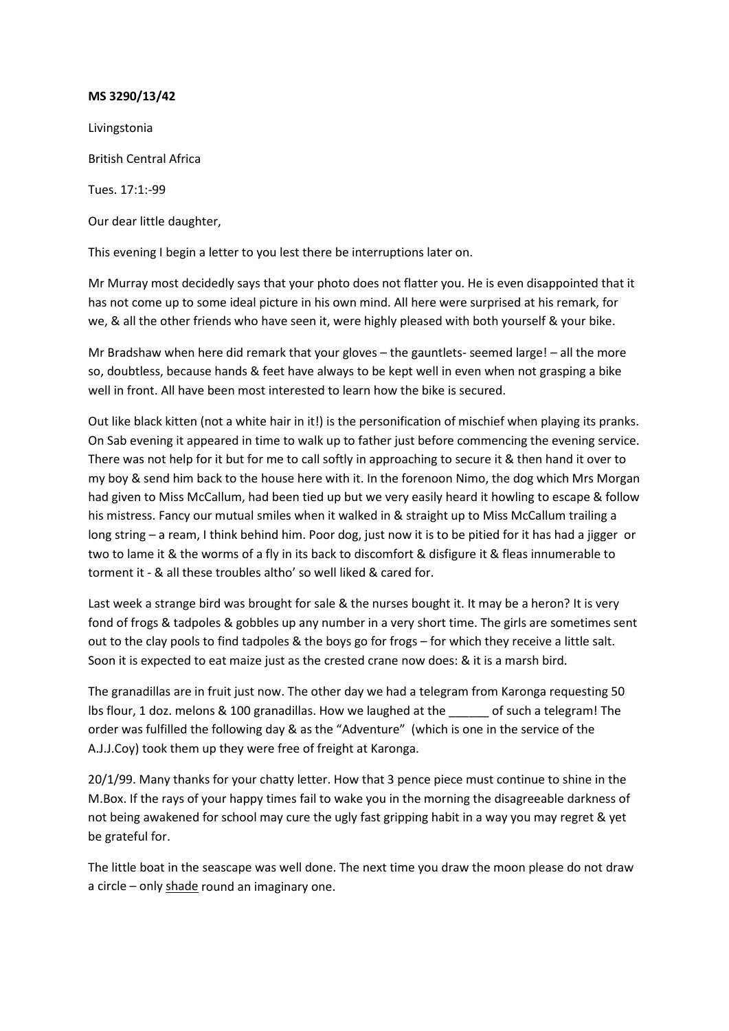**MS 3290/13/42**

Livingstonia

British Central Africa

Tues. 17:1:-99

Our dear little daughter,

This evening I begin a letter to you lest there be interruptions later on.

Mr Murray most decidedly says that your photo does not flatter you. He is even disappointed that it has not come up to some ideal picture in his own mind. All here were surprised at his remark, for we, & all the other friends who have seen it, were highly pleased with both yourself & your bike.

Mr Bradshaw when here did remark that your gloves – the gauntlets- seemed large! – all the more so, doubtless, because hands & feet have always to be kept well in even when not grasping a bike well in front. All have been most interested to learn how the bike is secured.

Out like black kitten (not a white hair in it!) is the personification of mischief when playing its pranks. On Sab evening it appeared in time to walk up to father just before commencing the evening service. There was not help for it but for me to call softly in approaching to secure it & then hand it over to my boy & send him back to the house here with it. In the forenoon Nimo, the dog which Mrs Morgan had given to Miss McCallum, had been tied up but we very easily heard it howling to escape & follow his mistress. Fancy our mutual smiles when it walked in & straight up to Miss McCallum trailing a long string – a ream, I think behind him. Poor dog, just now it is to be pitied for it has had a jigger or two to lame it & the worms of a fly in its back to discomfort & disfigure it & fleas innumerable to torment it - & all these troubles altho' so well liked & cared for.

Last week a strange bird was brought for sale & the nurses bought it. It may be a heron? It is very fond of frogs & tadpoles & gobbles up any number in a very short time. The girls are sometimes sent out to the clay pools to find tadpoles & the boys go for frogs – for which they receive a little salt. Soon it is expected to eat maize just as the crested crane now does: & it is a marsh bird.

The granadillas are in fruit just now. The other day we had a telegram from Karonga requesting 50 lbs flour, 1 doz. melons & 100 granadillas. How we laughed at the ______ of such a telegram! The order was fulfilled the following day & as the "Adventure" (which is one in the service of the A.J.J.Coy) took them up they were free of freight at Karonga.

20/1/99. Many thanks for your chatty letter. How that 3 pence piece must continue to shine in the M.Box. If the rays of your happy times fail to wake you in the morning the disagreeable darkness of not being awakened for school may cure the ugly fast gripping habit in a way you may regret & yet be grateful for.

The little boat in the seascape was well done. The next time you draw the moon please do not draw a circle – only <u>shade</u> round an imaginary one.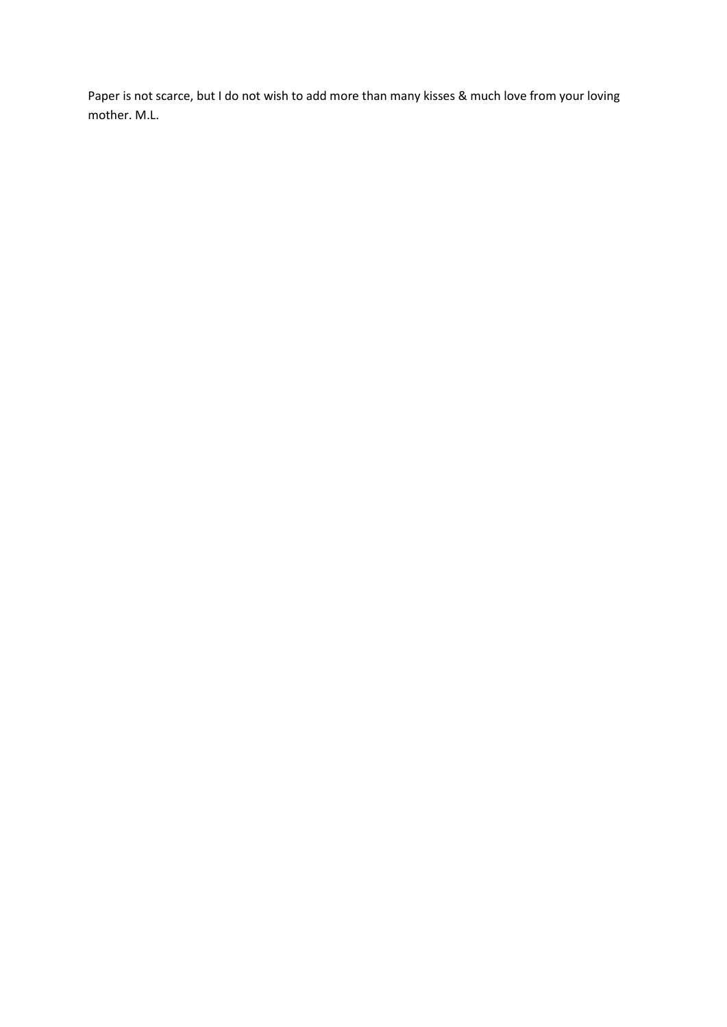Paper is not scarce, but I do not wish to add more than many kisses & much love from your loving mother. M.L.